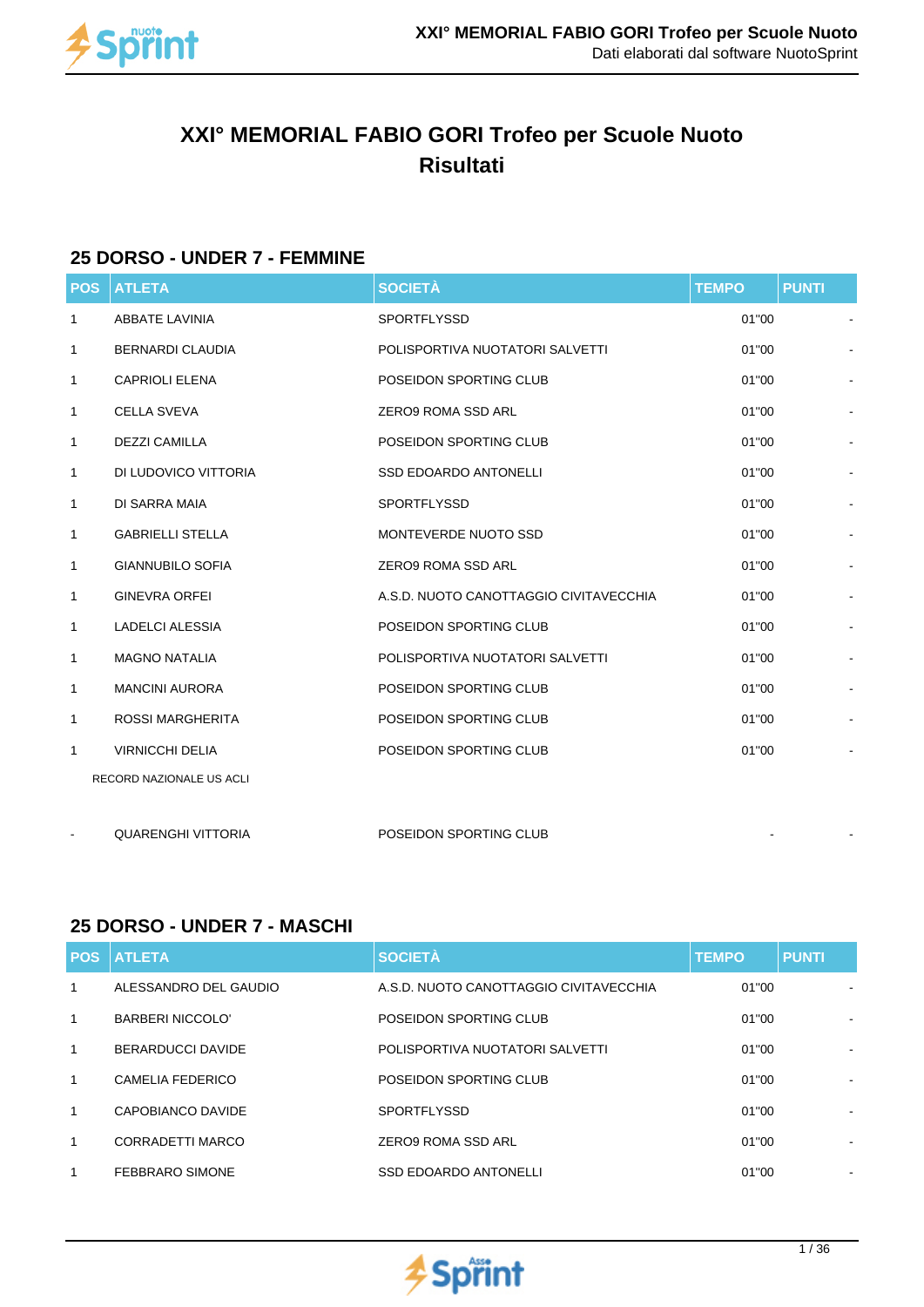# XXI° MEMORIAL FABIO GORI Trofeo per Scuole Nuoto
# Risultati

## 25 DORSO - UNDER 7 - FEMMINE

| POS | ATLETA | SOCIETÀ | TEMPO | PUNTI |
|---|---|---|---|---|
| 1 | ABBATE LAVINIA | SPORTFLYSSD | 01"00 | - |
| 1 | BERNARDI CLAUDIA | POLISPORTIVA NUOTATORI SALVETTI | 01"00 | - |
| 1 | CAPRIOLI ELENA | POSEIDON SPORTING CLUB | 01"00 | - |
| 1 | CELLA SVEVA | ZERO9 ROMA SSD ARL | 01"00 | - |
| 1 | DEZZI CAMILLA | POSEIDON SPORTING CLUB | 01"00 | - |
| 1 | DI LUDOVICO VITTORIA | SSD EDOARDO ANTONELLI | 01"00 | - |
| 1 | DI SARRA MAIA | SPORTFLYSSD | 01"00 | - |
| 1 | GABRIELLI STELLA | MONTEVERDE NUOTO SSD | 01"00 | - |
| 1 | GIANNUBILO SOFIA | ZERO9 ROMA SSD ARL | 01"00 | - |
| 1 | GINEVRA ORFEI | A.S.D. NUOTO CANOTTAGGIO CIVITAVECCHIA | 01"00 | - |
| 1 | LADELCI ALESSIA | POSEIDON SPORTING CLUB | 01"00 | - |
| 1 | MAGNO NATALIA | POLISPORTIVA NUOTATORI SALVETTI | 01"00 | - |
| 1 | MANCINI AURORA | POSEIDON SPORTING CLUB | 01"00 | - |
| 1 | ROSSI MARGHERITA | POSEIDON SPORTING CLUB | 01"00 | - |
| 1 | VIRNICCHI DELIA | POSEIDON SPORTING CLUB | 01"00 | - |

RECORD NAZIONALE US ACLI

| POS | ATLETA | SOCIETÀ | TEMPO | PUNTI |
|---|---|---|---|---|
| - | QUARENGHI VITTORIA | POSEIDON SPORTING CLUB | - | - |

## 25 DORSO - UNDER 7 - MASCHI

| POS | ATLETA | SOCIETÀ | TEMPO | PUNTI |
|---|---|---|---|---|
| 1 | ALESSANDRO DEL GAUDIO | A.S.D. NUOTO CANOTTAGGIO CIVITAVECCHIA | 01"00 | - |
| 1 | BARBERI NICCOLO' | POSEIDON SPORTING CLUB | 01"00 | - |
| 1 | BERARDUCCI DAVIDE | POLISPORTIVA NUOTATORI SALVETTI | 01"00 | - |
| 1 | CAMELIA FEDERICO | POSEIDON SPORTING CLUB | 01"00 | - |
| 1 | CAPOBIANCO DAVIDE | SPORTFLYSSD | 01"00 | - |
| 1 | CORRADETTI MARCO | ZERO9 ROMA SSD ARL | 01"00 | - |
| 1 | FEBBRARO SIMONE | SSD EDOARDO ANTONELLI | 01"00 | - |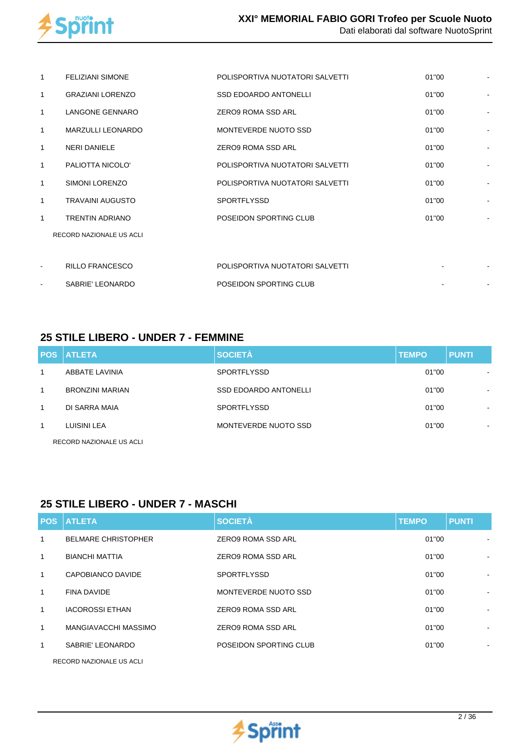| | | | | |
|---|---|---|---|---|
| 1 | FELIZIANI SIMONE | POLISPORTIVA NUOTATORI SALVETTI | 01"00 | - |
| 1 | GRAZIANI LORENZO | SSD EDOARDO ANTONELLI | 01"00 | - |
| 1 | LANGONE GENNARO | ZERO9 ROMA SSD ARL | 01"00 | - |
| 1 | MARZULLI LEONARDO | MONTEVERDE NUOTO SSD | 01"00 | - |
| 1 | NERI DANIELE | ZERO9 ROMA SSD ARL | 01"00 | - |
| 1 | PALIOTTA NICOLO' | POLISPORTIVA NUOTATORI SALVETTI | 01"00 | - |
| 1 | SIMONI LORENZO | POLISPORTIVA NUOTATORI SALVETTI | 01"00 | - |
| 1 | TRAVAINI AUGUSTO | SPORTFLYSSD | 01"00 | - |
| 1 | TRENTIN ADRIANO | POSEIDON SPORTING CLUB | 01"00 | - |

RECORD NAZIONALE US ACLI

| | | | | |
|---|---|---|---|---|
| - | RILLO FRANCESCO | POLISPORTIVA NUOTATORI SALVETTI | - | - |
| - | SABRIE' LEONARDO | POSEIDON SPORTING CLUB | - | - |

## 25 STILE LIBERO - UNDER 7 - FEMMINE

| POS | ATLETA | SOCIETÀ | TEMPO | PUNTI |
|---|---|---|---|---|
| 1 | ABBATE LAVINIA | SPORTFLYSSD | 01"00 | - |
| 1 | BRONZINI MARIAN | SSD EDOARDO ANTONELLI | 01"00 | - |
| 1 | DI SARRA MAIA | SPORTFLYSSD | 01"00 | - |
| 1 | LUISINI LEA | MONTEVERDE NUOTO SSD | 01"00 | - |

RECORD NAZIONALE US ACLI

## 25 STILE LIBERO - UNDER 7 - MASCHI

| POS | ATLETA | SOCIETÀ | TEMPO | PUNTI |
|---|---|---|---|---|
| 1 | BELMARE CHRISTOPHER | ZERO9 ROMA SSD ARL | 01"00 | - |
| 1 | BIANCHI MATTIA | ZERO9 ROMA SSD ARL | 01"00 | - |
| 1 | CAPOBIANCO DAVIDE | SPORTFLYSSD | 01"00 | - |
| 1 | FINA DAVIDE | MONTEVERDE NUOTO SSD | 01"00 | - |
| 1 | IACOROSSI ETHAN | ZERO9 ROMA SSD ARL | 01"00 | - |
| 1 | MANGIAVACCHI MASSIMO | ZERO9 ROMA SSD ARL | 01"00 | - |
| 1 | SABRIE' LEONARDO | POSEIDON SPORTING CLUB | 01"00 | - |

RECORD NAZIONALE US ACLI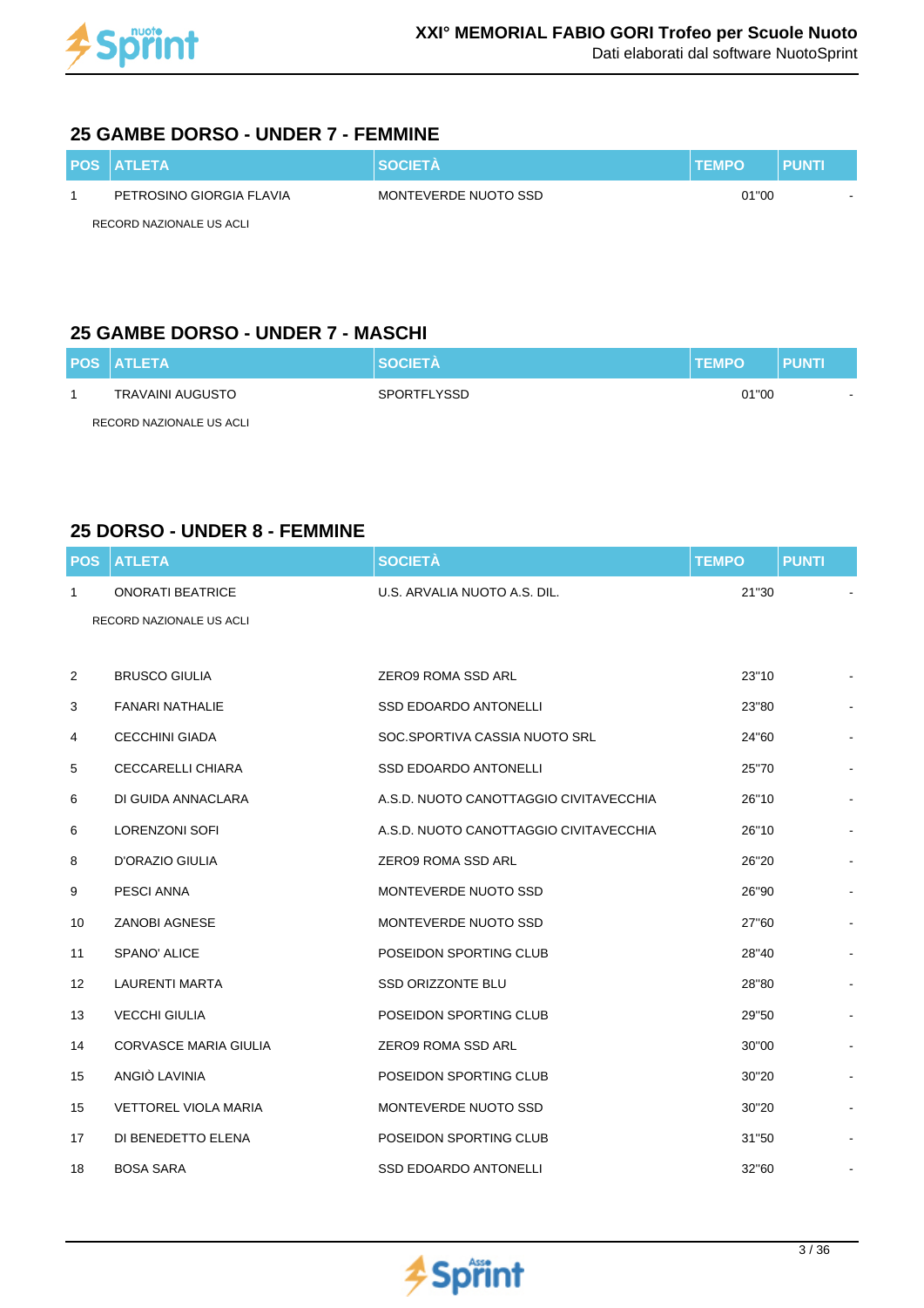## 25 GAMBE DORSO - UNDER 7 - FEMMINE

| POS | ATLETA | SOCIETÀ | TEMPO | PUNTI |
|---|---|---|---|---|
| 1 | PETROSINO GIORGIA FLAVIA | MONTEVERDE NUOTO SSD | 01"00 | - |
| | RECORD NAZIONALE US ACLI | | | |

## 25 GAMBE DORSO - UNDER 7 - MASCHI

| POS | ATLETA | SOCIETÀ | TEMPO | PUNTI |
|---|---|---|---|---|
| 1 | TRAVAINI AUGUSTO | SPORTFLYSSD | 01"00 | - |
| | RECORD NAZIONALE US ACLI | | | |

## 25 DORSO - UNDER 8 - FEMMINE

| POS | ATLETA | SOCIETÀ | TEMPO | PUNTI |
|---|---|---|---|---|
| 1 | ONORATI BEATRICE | U.S. ARVALIA NUOTO A.S. DIL. | 21"30 | - |
| | RECORD NAZIONALE US ACLI | | | |
| 2 | BRUSCO GIULIA | ZERO9 ROMA SSD ARL | 23"10 | - |
| 3 | FANARI NATHALIE | SSD EDOARDO ANTONELLI | 23"80 | - |
| 4 | CECCHINI GIADA | SOC.SPORTIVA CASSIA NUOTO SRL | 24"60 | - |
| 5 | CECCARELLI CHIARA | SSD EDOARDO ANTONELLI | 25"70 | - |
| 6 | DI GUIDA ANNACLARA | A.S.D. NUOTO CANOTTAGGIO CIVITAVECCHIA | 26"10 | - |
| 6 | LORENZONI SOFI | A.S.D. NUOTO CANOTTAGGIO CIVITAVECCHIA | 26"10 | - |
| 8 | D'ORAZIO GIULIA | ZERO9 ROMA SSD ARL | 26"20 | - |
| 9 | PESCI ANNA | MONTEVERDE NUOTO SSD | 26"90 | - |
| 10 | ZANOBI AGNESE | MONTEVERDE NUOTO SSD | 27"60 | - |
| 11 | SPANO' ALICE | POSEIDON SPORTING CLUB | 28"40 | - |
| 12 | LAURENTI MARTA | SSD ORIZZONTE BLU | 28"80 | - |
| 13 | VECCHI GIULIA | POSEIDON SPORTING CLUB | 29"50 | - |
| 14 | CORVASCE MARIA GIULIA | ZERO9 ROMA SSD ARL | 30"00 | - |
| 15 | ANGIÒ LAVINIA | POSEIDON SPORTING CLUB | 30"20 | - |
| 15 | VETTOREL VIOLA MARIA | MONTEVERDE NUOTO SSD | 30"20 | - |
| 17 | DI BENEDETTO ELENA | POSEIDON SPORTING CLUB | 31"50 | - |
| 18 | BOSA SARA | SSD EDOARDO ANTONELLI | 32"60 | - |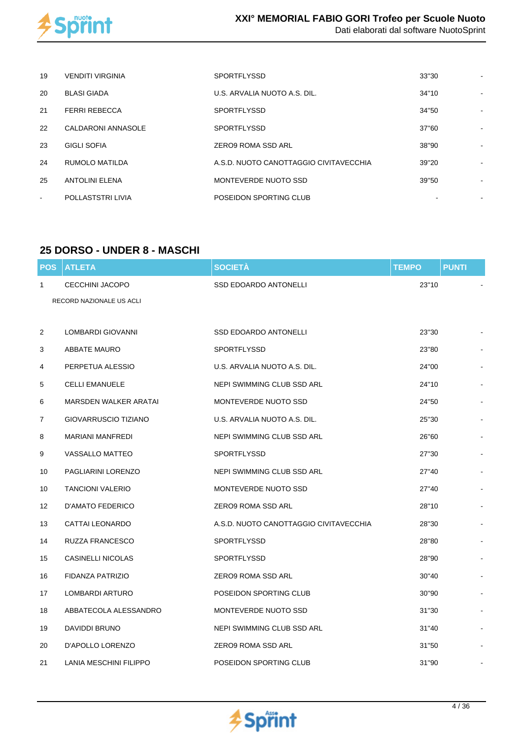| | | | | |
|---|---|---|---|---|
| 19 | VENDITI VIRGINIA | SPORTFLYSSD | 33"30 | - |
| 20 | BLASI GIADA | U.S. ARVALIA NUOTO A.S. DIL. | 34"10 | - |
| 21 | FERRI REBECCA | SPORTFLYSSD | 34"50 | - |
| 22 | CALDARONI ANNASOLE | SPORTFLYSSD | 37"60 | - |
| 23 | GIGLI SOFIA | ZERO9 ROMA SSD ARL | 38"90 | - |
| 24 | RUMOLO MATILDA | A.S.D. NUOTO CANOTTAGGIO CIVITAVECCHIA | 39"20 | - |
| 25 | ANTOLINI ELENA | MONTEVERDE NUOTO SSD | 39"50 | - |
| - | POLLASTSTRI LIVIA | POSEIDON SPORTING CLUB | - | - |

## 25 DORSO - UNDER 8 - MASCHI

| POS | ATLETA | SOCIETÀ | TEMPO | PUNTI |
|---|---|---|---|---|
| 1 | CECCHINI JACOPO | SSD EDOARDO ANTONELLI | 23"10 | - |
| | RECORD NAZIONALE US ACLI | | | |
| 2 | LOMBARDI GIOVANNI | SSD EDOARDO ANTONELLI | 23"30 | - |
| 3 | ABBATE MAURO | SPORTFLYSSD | 23"80 | - |
| 4 | PERPETUA ALESSIO | U.S. ARVALIA NUOTO A.S. DIL. | 24"00 | - |
| 5 | CELLI EMANUELE | NEPI SWIMMING CLUB SSD ARL | 24"10 | - |
| 6 | MARSDEN WALKER ARATAI | MONTEVERDE NUOTO SSD | 24"50 | - |
| 7 | GIOVARRUSCIO TIZIANO | U.S. ARVALIA NUOTO A.S. DIL. | 25"30 | - |
| 8 | MARIANI MANFREDI | NEPI SWIMMING CLUB SSD ARL | 26"60 | - |
| 9 | VASSALLO MATTEO | SPORTFLYSSD | 27"30 | - |
| 10 | PAGLIARINI LORENZO | NEPI SWIMMING CLUB SSD ARL | 27"40 | - |
| 10 | TANCIONI VALERIO | MONTEVERDE NUOTO SSD | 27"40 | - |
| 12 | D'AMATO FEDERICO | ZERO9 ROMA SSD ARL | 28"10 | - |
| 13 | CATTAI LEONARDO | A.S.D. NUOTO CANOTTAGGIO CIVITAVECCHIA | 28"30 | - |
| 14 | RUZZA FRANCESCO | SPORTFLYSSD | 28"80 | - |
| 15 | CASINELLI NICOLAS | SPORTFLYSSD | 28"90 | - |
| 16 | FIDANZA PATRIZIO | ZERO9 ROMA SSD ARL | 30"40 | - |
| 17 | LOMBARDI ARTURO | POSEIDON SPORTING CLUB | 30"90 | - |
| 18 | ABBATECOLA ALESSANDRO | MONTEVERDE NUOTO SSD | 31"30 | - |
| 19 | DAVIDDI BRUNO | NEPI SWIMMING CLUB SSD ARL | 31"40 | - |
| 20 | D'APOLLO LORENZO | ZERO9 ROMA SSD ARL | 31"50 | - |
| 21 | LANIA MESCHINI FILIPPO | POSEIDON SPORTING CLUB | 31"90 | - |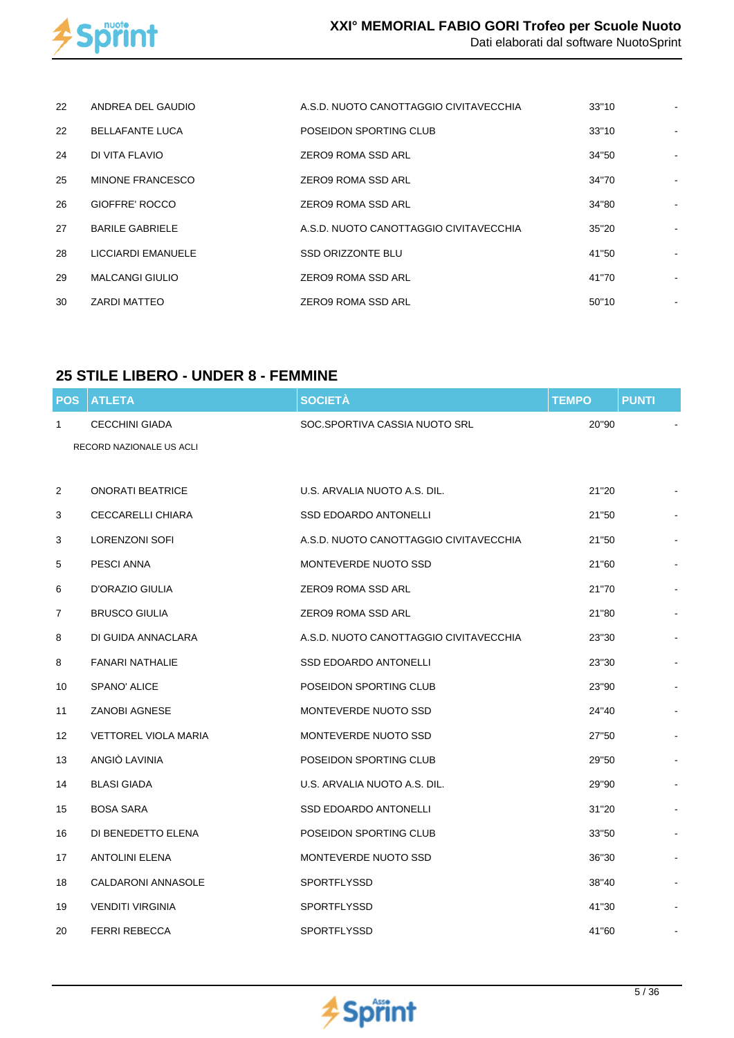| | | | | |
|---|---|---|---|---|
| 22 | ANDREA DEL GAUDIO | A.S.D. NUOTO CANOTTAGGIO CIVITAVECCHIA | 33"10 | - |
| 22 | BELLAFANTE LUCA | POSEIDON SPORTING CLUB | 33"10 | - |
| 24 | DI VITA FLAVIO | ZERO9 ROMA SSD ARL | 34"50 | - |
| 25 | MINONE FRANCESCO | ZERO9 ROMA SSD ARL | 34"70 | - |
| 26 | GIOFFRE' ROCCO | ZERO9 ROMA SSD ARL | 34"80 | - |
| 27 | BARILE GABRIELE | A.S.D. NUOTO CANOTTAGGIO CIVITAVECCHIA | 35"20 | - |
| 28 | LICCIARDI EMANUELE | SSD ORIZZONTE BLU | 41"50 | - |
| 29 | MALCANGI GIULIO | ZERO9 ROMA SSD ARL | 41"70 | - |
| 30 | ZARDI MATTEO | ZERO9 ROMA SSD ARL | 50"10 | - |

## 25 STILE LIBERO - UNDER 8 - FEMMINE

| POS | ATLETA | SOCIETÀ | TEMPO | PUNTI |
|---|---|---|---|---|
| 1 | CECCHINI GIADA | SOC.SPORTIVA CASSIA NUOTO SRL | 20"90 | - |
| | RECORD NAZIONALE US ACLI | | | |
| 2 | ONORATI BEATRICE | U.S. ARVALIA NUOTO A.S. DIL. | 21"20 | - |
| 3 | CECCARELLI CHIARA | SSD EDOARDO ANTONELLI | 21"50 | - |
| 3 | LORENZONI SOFI | A.S.D. NUOTO CANOTTAGGIO CIVITAVECCHIA | 21"50 | - |
| 5 | PESCI ANNA | MONTEVERDE NUOTO SSD | 21"60 | - |
| 6 | D'ORAZIO GIULIA | ZERO9 ROMA SSD ARL | 21"70 | - |
| 7 | BRUSCO GIULIA | ZERO9 ROMA SSD ARL | 21"80 | - |
| 8 | DI GUIDA ANNACLARA | A.S.D. NUOTO CANOTTAGGIO CIVITAVECCHIA | 23"30 | - |
| 8 | FANARI NATHALIE | SSD EDOARDO ANTONELLI | 23"30 | - |
| 10 | SPANO' ALICE | POSEIDON SPORTING CLUB | 23"90 | - |
| 11 | ZANOBI AGNESE | MONTEVERDE NUOTO SSD | 24"40 | - |
| 12 | VETTOREL VIOLA MARIA | MONTEVERDE NUOTO SSD | 27"50 | - |
| 13 | ANGIÒ LAVINIA | POSEIDON SPORTING CLUB | 29"50 | - |
| 14 | BLASI GIADA | U.S. ARVALIA NUOTO A.S. DIL. | 29"90 | - |
| 15 | BOSA SARA | SSD EDOARDO ANTONELLI | 31"20 | - |
| 16 | DI BENEDETTO ELENA | POSEIDON SPORTING CLUB | 33"50 | - |
| 17 | ANTOLINI ELENA | MONTEVERDE NUOTO SSD | 36"30 | - |
| 18 | CALDARONI ANNASOLE | SPORTFLYSSD | 38"40 | - |
| 19 | VENDITI VIRGINIA | SPORTFLYSSD | 41"30 | - |
| 20 | FERRI REBECCA | SPORTFLYSSD | 41"60 | - |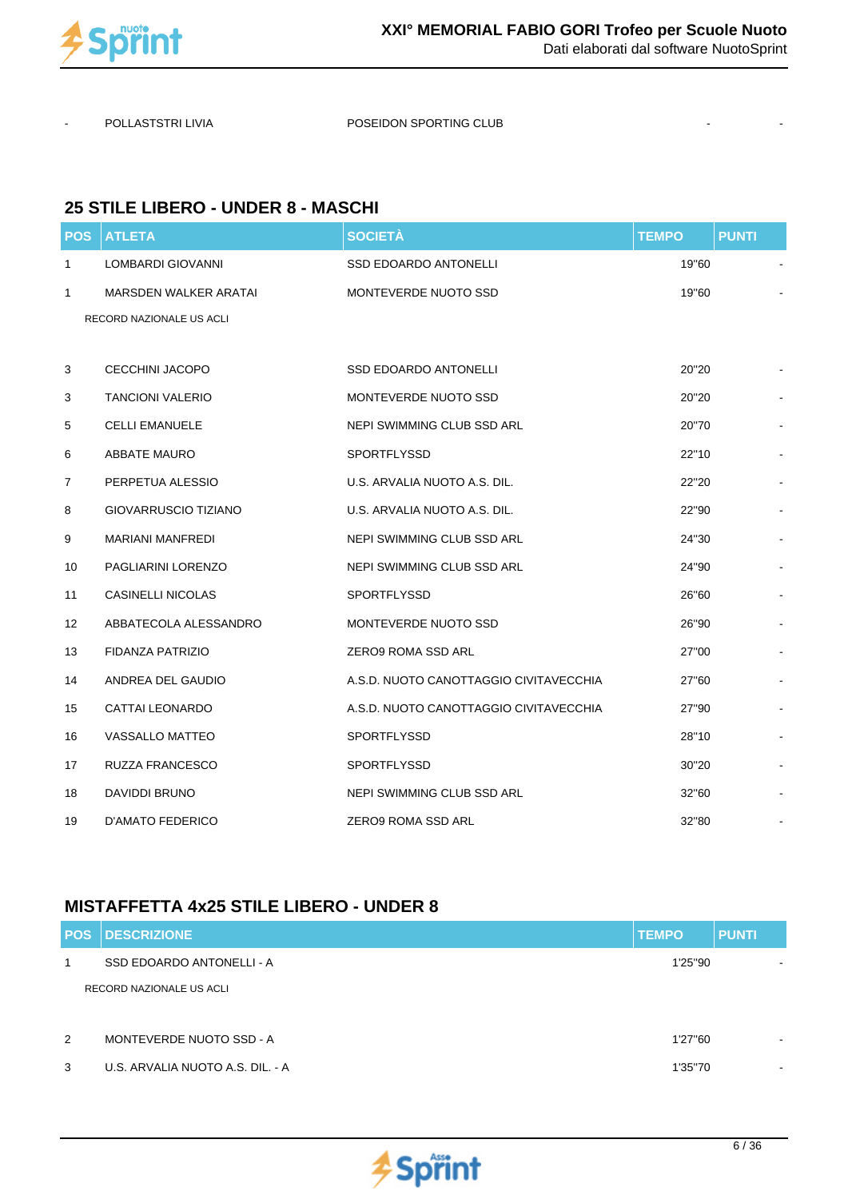| - | POLLASTSTRI LIVIA | POSEIDON SPORTING CLUB | - | - |
|---|---|---|---|---|

## 25 STILE LIBERO - UNDER 8 - MASCHI

| POS | ATLETA | SOCIETÀ | TEMPO | PUNTI |
|---|---|---|---|---|
| 1 | LOMBARDI GIOVANNI | SSD EDOARDO ANTONELLI | 19"60 | - |
| 1 | MARSDEN WALKER ARATAI | MONTEVERDE NUOTO SSD | 19"60 | - |
| | RECORD NAZIONALE US ACLI | | | |
| 3 | CECCHINI JACOPO | SSD EDOARDO ANTONELLI | 20"20 | - |
| 3 | TANCIONI VALERIO | MONTEVERDE NUOTO SSD | 20"20 | - |
| 5 | CELLI EMANUELE | NEPI SWIMMING CLUB SSD ARL | 20"70 | - |
| 6 | ABBATE MAURO | SPORTFLYSSD | 22"10 | - |
| 7 | PERPETUA ALESSIO | U.S. ARVALIA NUOTO A.S. DIL. | 22"20 | - |
| 8 | GIOVARRUSCIO TIZIANO | U.S. ARVALIA NUOTO A.S. DIL. | 22"90 | - |
| 9 | MARIANI MANFREDI | NEPI SWIMMING CLUB SSD ARL | 24"30 | - |
| 10 | PAGLIARINI LORENZO | NEPI SWIMMING CLUB SSD ARL | 24"90 | - |
| 11 | CASINELLI NICOLAS | SPORTFLYSSD | 26"60 | - |
| 12 | ABBATECOLA ALESSANDRO | MONTEVERDE NUOTO SSD | 26"90 | - |
| 13 | FIDANZA PATRIZIO | ZERO9 ROMA SSD ARL | 27"00 | - |
| 14 | ANDREA DEL GAUDIO | A.S.D. NUOTO CANOTTAGGIO CIVITAVECCHIA | 27"60 | - |
| 15 | CATTAI LEONARDO | A.S.D. NUOTO CANOTTAGGIO CIVITAVECCHIA | 27"90 | - |
| 16 | VASSALLO MATTEO | SPORTFLYSSD | 28"10 | - |
| 17 | RUZZA FRANCESCO | SPORTFLYSSD | 30"20 | - |
| 18 | DAVIDDI BRUNO | NEPI SWIMMING CLUB SSD ARL | 32"60 | - |
| 19 | D'AMATO FEDERICO | ZERO9 ROMA SSD ARL | 32"80 | - |

## MISTAFFETTA 4x25 STILE LIBERO - UNDER 8

| POS | DESCRIZIONE | TEMPO | PUNTI |
|---|---|---|---|
| 1 | SSD EDOARDO ANTONELLI - A | 1'25"90 | - |
| | RECORD NAZIONALE US ACLI | | |
| 2 | MONTEVERDE NUOTO SSD - A | 1'27"60 | - |
| 3 | U.S. ARVALIA NUOTO A.S. DIL. - A | 1'35"70 | - |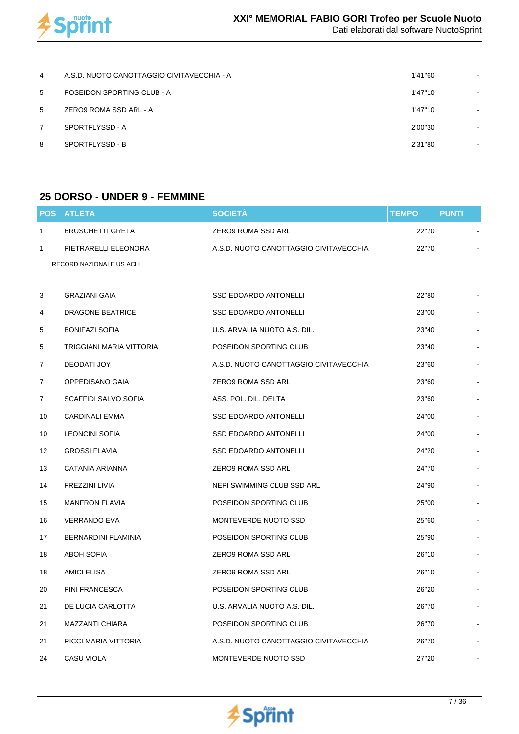| | | | |
|---|---|---|---|
| 4 | A.S.D. NUOTO CANOTTAGGIO CIVITAVECCHIA - A | 1'41"60 | - |
| 5 | POSEIDON SPORTING CLUB - A | 1'47"10 | - |
| 5 | ZERO9 ROMA SSD ARL - A | 1'47"10 | - |
| 7 | SPORTFLYSSD - A | 2'00"30 | - |
| 8 | SPORTFLYSSD - B | 2'31"80 | - |

## 25 DORSO - UNDER 9 - FEMMINE

| POS | ATLETA | SOCIETÀ | TEMPO | PUNTI |
|---|---|---|---|---|
| 1 | BRUSCHETTI GRETA | ZERO9 ROMA SSD ARL | 22"70 | - |
| 1 | PIETRARELLI ELEONORA | A.S.D. NUOTO CANOTTAGGIO CIVITAVECCHIA | 22"70 | - |
| | RECORD NAZIONALE US ACLI | | | |
| 3 | GRAZIANI GAIA | SSD EDOARDO ANTONELLI | 22"80 | - |
| 4 | DRAGONE BEATRICE | SSD EDOARDO ANTONELLI | 23"00 | - |
| 5 | BONIFAZI SOFIA | U.S. ARVALIA NUOTO A.S. DIL. | 23"40 | - |
| 5 | TRIGGIANI MARIA VITTORIA | POSEIDON SPORTING CLUB | 23"40 | - |
| 7 | DEODATI JOY | A.S.D. NUOTO CANOTTAGGIO CIVITAVECCHIA | 23"60 | - |
| 7 | OPPEDISANO GAIA | ZERO9 ROMA SSD ARL | 23"60 | - |
| 7 | SCAFFIDI SALVO SOFIA | ASS. POL. DIL. DELTA | 23"60 | - |
| 10 | CARDINALI EMMA | SSD EDOARDO ANTONELLI | 24"00 | - |
| 10 | LEONCINI SOFIA | SSD EDOARDO ANTONELLI | 24"00 | - |
| 12 | GROSSI FLAVIA | SSD EDOARDO ANTONELLI | 24"20 | - |
| 13 | CATANIA ARIANNA | ZERO9 ROMA SSD ARL | 24"70 | - |
| 14 | FREZZINI LIVIA | NEPI SWIMMING CLUB SSD ARL | 24"90 | - |
| 15 | MANFRON FLAVIA | POSEIDON SPORTING CLUB | 25"00 | - |
| 16 | VERRANDO EVA | MONTEVERDE NUOTO SSD | 25"60 | - |
| 17 | BERNARDINI FLAMINIA | POSEIDON SPORTING CLUB | 25"90 | - |
| 18 | ABOH SOFIA | ZERO9 ROMA SSD ARL | 26"10 | - |
| 18 | AMICI ELISA | ZERO9 ROMA SSD ARL | 26"10 | - |
| 20 | PINI FRANCESCA | POSEIDON SPORTING CLUB | 26"20 | - |
| 21 | DE LUCIA CARLOTTA | U.S. ARVALIA NUOTO A.S. DIL. | 26"70 | - |
| 21 | MAZZANTI CHIARA | POSEIDON SPORTING CLUB | 26"70 | - |
| 21 | RICCI MARIA VITTORIA | A.S.D. NUOTO CANOTTAGGIO CIVITAVECCHIA | 26"70 | - |
| 24 | CASU VIOLA | MONTEVERDE NUOTO SSD | 27"20 | - |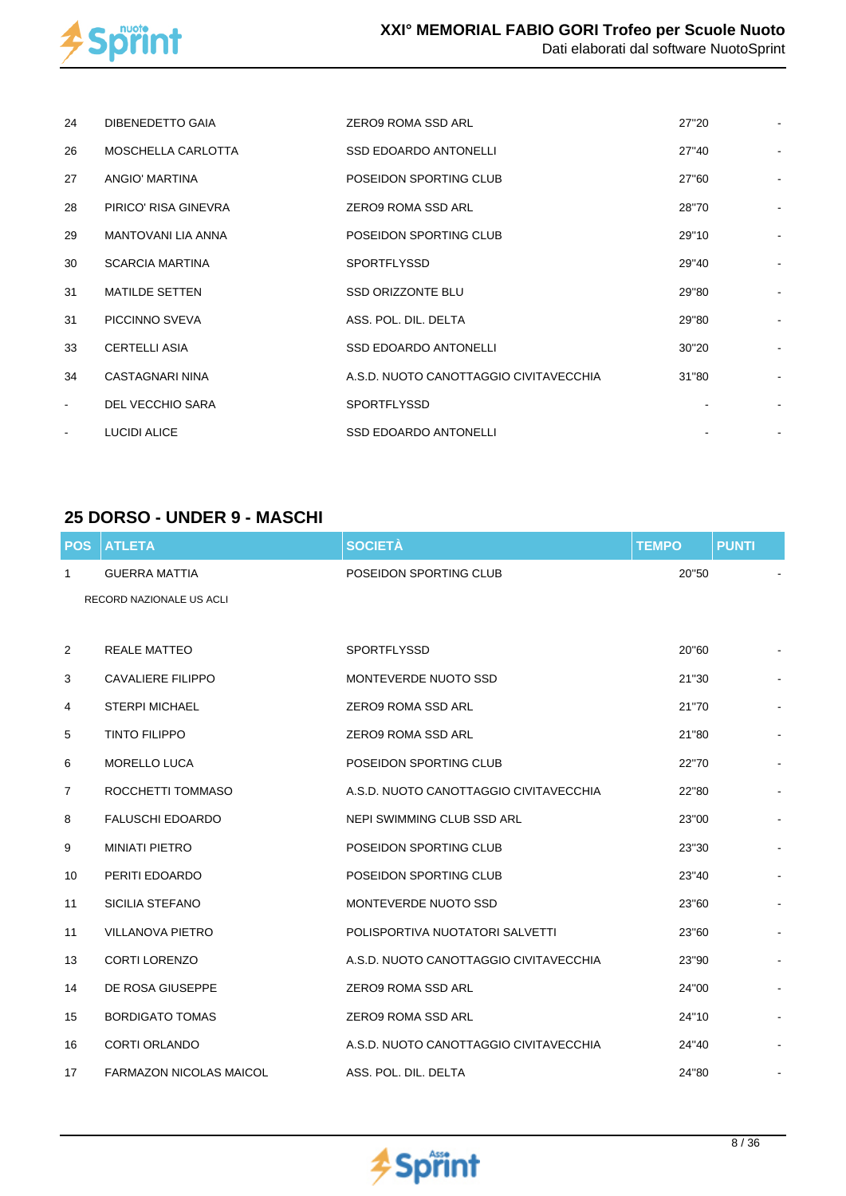| | | | | |
|---|---|---|---|---|
| 24 | DIBENEDETTO GAIA | ZERO9 ROMA SSD ARL | 27"20 | - |
| 26 | MOSCHELLA CARLOTTA | SSD EDOARDO ANTONELLI | 27"40 | - |
| 27 | ANGIO' MARTINA | POSEIDON SPORTING CLUB | 27"60 | - |
| 28 | PIRICO' RISA GINEVRA | ZERO9 ROMA SSD ARL | 28"70 | - |
| 29 | MANTOVANI LIA ANNA | POSEIDON SPORTING CLUB | 29"10 | - |
| 30 | SCARCIA MARTINA | SPORTFLYSSD | 29"40 | - |
| 31 | MATILDE SETTEN | SSD ORIZZONTE BLU | 29"80 | - |
| 31 | PICCINNO SVEVA | ASS. POL. DIL. DELTA | 29"80 | - |
| 33 | CERTELLI ASIA | SSD EDOARDO ANTONELLI | 30"20 | - |
| 34 | CASTAGNARI NINA | A.S.D. NUOTO CANOTTAGGIO CIVITAVECCHIA | 31"80 | - |
| - | DEL VECCHIO SARA | SPORTFLYSSD | - | - |
| - | LUCIDI ALICE | SSD EDOARDO ANTONELLI | - | - |

## 25 DORSO - UNDER 9 - MASCHI

| POS | ATLETA | SOCIETÀ | TEMPO | PUNTI |
|---|---|---|---|---|
| 1 | GUERRA MATTIA<br>RECORD NAZIONALE US ACLI | POSEIDON SPORTING CLUB | 20"50 | - |
| 2 | REALE MATTEO | SPORTFLYSSD | 20"60 | - |
| 3 | CAVALIERE FILIPPO | MONTEVERDE NUOTO SSD | 21"30 | - |
| 4 | STERPI MICHAEL | ZERO9 ROMA SSD ARL | 21"70 | - |
| 5 | TINTO FILIPPO | ZERO9 ROMA SSD ARL | 21"80 | - |
| 6 | MORELLO LUCA | POSEIDON SPORTING CLUB | 22"70 | - |
| 7 | ROCCHETTI TOMMASO | A.S.D. NUOTO CANOTTAGGIO CIVITAVECCHIA | 22"80 | - |
| 8 | FALUSCHI EDOARDO | NEPI SWIMMING CLUB SSD ARL | 23"00 | - |
| 9 | MINIATI PIETRO | POSEIDON SPORTING CLUB | 23"30 | - |
| 10 | PERITI EDOARDO | POSEIDON SPORTING CLUB | 23"40 | - |
| 11 | SICILIA STEFANO | MONTEVERDE NUOTO SSD | 23"60 | - |
| 11 | VILLANOVA PIETRO | POLISPORTIVA NUOTATORI SALVETTI | 23"60 | - |
| 13 | CORTI LORENZO | A.S.D. NUOTO CANOTTAGGIO CIVITAVECCHIA | 23"90 | - |
| 14 | DE ROSA GIUSEPPE | ZERO9 ROMA SSD ARL | 24"00 | - |
| 15 | BORDIGATO TOMAS | ZERO9 ROMA SSD ARL | 24"10 | - |
| 16 | CORTI ORLANDO | A.S.D. NUOTO CANOTTAGGIO CIVITAVECCHIA | 24"40 | - |
| 17 | FARMAZON NICOLAS MAICOL | ASS. POL. DIL. DELTA | 24"80 | - |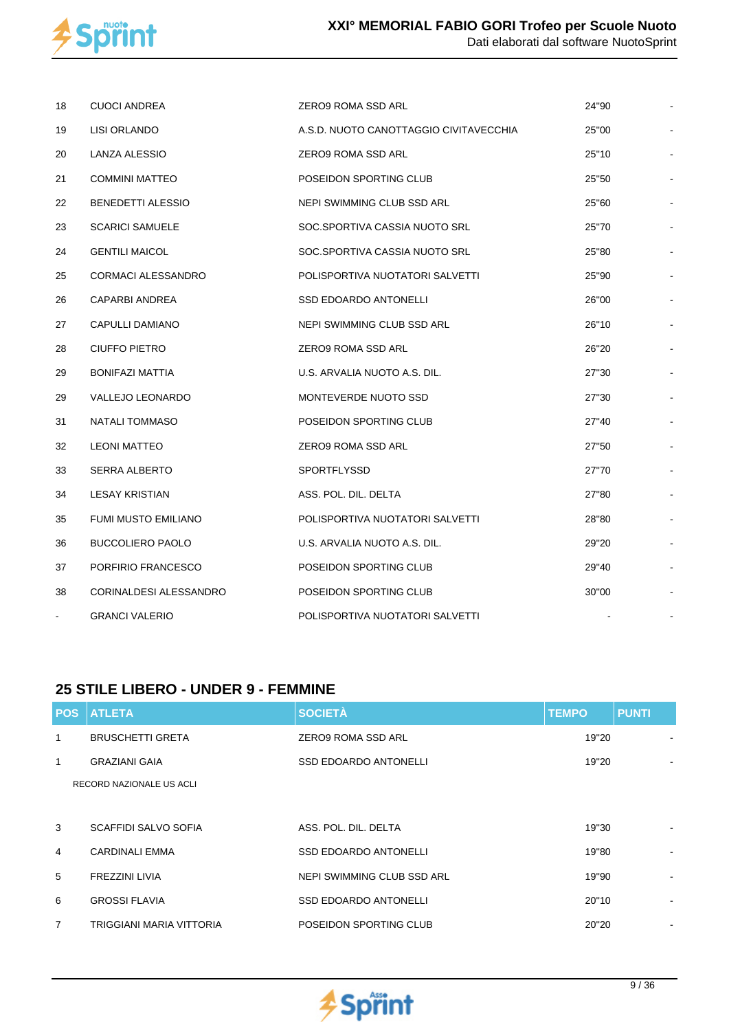| | | | | |
|---|---|---|---|---|
| 18 | CUOCI ANDREA | ZERO9 ROMA SSD ARL | 24"90 | - |
| 19 | LISI ORLANDO | A.S.D. NUOTO CANOTTAGGIO CIVITAVECCHIA | 25"00 | - |
| 20 | LANZA ALESSIO | ZERO9 ROMA SSD ARL | 25"10 | - |
| 21 | COMMINI MATTEO | POSEIDON SPORTING CLUB | 25"50 | - |
| 22 | BENEDETTI ALESSIO | NEPI SWIMMING CLUB SSD ARL | 25"60 | - |
| 23 | SCARICI SAMUELE | SOC.SPORTIVA CASSIA NUOTO SRL | 25"70 | - |
| 24 | GENTILI MAICOL | SOC.SPORTIVA CASSIA NUOTO SRL | 25"80 | - |
| 25 | CORMACI ALESSANDRO | POLISPORTIVA NUOTATORI SALVETTI | 25"90 | - |
| 26 | CAPARBI ANDREA | SSD EDOARDO ANTONELLI | 26"00 | - |
| 27 | CAPULLI DAMIANO | NEPI SWIMMING CLUB SSD ARL | 26"10 | - |
| 28 | CIUFFO PIETRO | ZERO9 ROMA SSD ARL | 26"20 | - |
| 29 | BONIFAZI MATTIA | U.S. ARVALIA NUOTO A.S. DIL. | 27"30 | - |
| 29 | VALLEJO LEONARDO | MONTEVERDE NUOTO SSD | 27"30 | - |
| 31 | NATALI TOMMASO | POSEIDON SPORTING CLUB | 27"40 | - |
| 32 | LEONI MATTEO | ZERO9 ROMA SSD ARL | 27"50 | - |
| 33 | SERRA ALBERTO | SPORTFLYSSD | 27"70 | - |
| 34 | LESAY KRISTIAN | ASS. POL. DIL. DELTA | 27"80 | - |
| 35 | FUMI MUSTO EMILIANO | POLISPORTIVA NUOTATORI SALVETTI | 28"80 | - |
| 36 | BUCCOLIERO PAOLO | U.S. ARVALIA NUOTO A.S. DIL. | 29"20 | - |
| 37 | PORFIRIO FRANCESCO | POSEIDON SPORTING CLUB | 29"40 | - |
| 38 | CORINALDESI ALESSANDRO | POSEIDON SPORTING CLUB | 30"00 | - |
| - | GRANCI VALERIO | POLISPORTIVA NUOTATORI SALVETTI | - | - |

## 25 STILE LIBERO - UNDER 9 - FEMMINE

| POS | ATLETA | SOCIETÀ | TEMPO | PUNTI |
|---|---|---|---|---|
| 1 | BRUSCHETTI GRETA | ZERO9 ROMA SSD ARL | 19"20 | - |
| 1 | GRAZIANI GAIA | SSD EDOARDO ANTONELLI | 19"20 | - |
| | RECORD NAZIONALE US ACLI | | | |
| 3 | SCAFFIDI SALVO SOFIA | ASS. POL. DIL. DELTA | 19"30 | - |
| 4 | CARDINALI EMMA | SSD EDOARDO ANTONELLI | 19"80 | - |
| 5 | FREZZINI LIVIA | NEPI SWIMMING CLUB SSD ARL | 19"90 | - |
| 6 | GROSSI FLAVIA | SSD EDOARDO ANTONELLI | 20"10 | - |
| 7 | TRIGGIANI MARIA VITTORIA | POSEIDON SPORTING CLUB | 20"20 | - |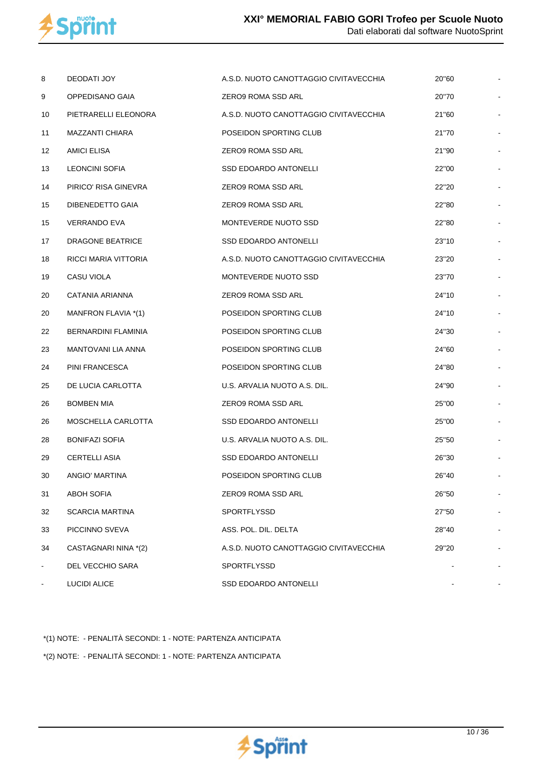| | | | | |
|---|---|---|---|---|
| 8 | DEODATI JOY | A.S.D. NUOTO CANOTTAGGIO CIVITAVECCHIA | 20"60 | - |
| 9 | OPPEDISANO GAIA | ZERO9 ROMA SSD ARL | 20"70 | - |
| 10 | PIETRARELLI ELEONORA | A.S.D. NUOTO CANOTTAGGIO CIVITAVECCHIA | 21"60 | - |
| 11 | MAZZANTI CHIARA | POSEIDON SPORTING CLUB | 21"70 | - |
| 12 | AMICI ELISA | ZERO9 ROMA SSD ARL | 21"90 | - |
| 13 | LEONCINI SOFIA | SSD EDOARDO ANTONELLI | 22"00 | - |
| 14 | PIRICO' RISA GINEVRA | ZERO9 ROMA SSD ARL | 22"20 | - |
| 15 | DIBENEDETTO GAIA | ZERO9 ROMA SSD ARL | 22"80 | - |
| 15 | VERRANDO EVA | MONTEVERDE NUOTO SSD | 22"80 | - |
| 17 | DRAGONE BEATRICE | SSD EDOARDO ANTONELLI | 23"10 | - |
| 18 | RICCI MARIA VITTORIA | A.S.D. NUOTO CANOTTAGGIO CIVITAVECCHIA | 23"20 | - |
| 19 | CASU VIOLA | MONTEVERDE NUOTO SSD | 23"70 | - |
| 20 | CATANIA ARIANNA | ZERO9 ROMA SSD ARL | 24"10 | - |
| 20 | MANFRON FLAVIA *(1) | POSEIDON SPORTING CLUB | 24"10 | - |
| 22 | BERNARDINI FLAMINIA | POSEIDON SPORTING CLUB | 24"30 | - |
| 23 | MANTOVANI LIA ANNA | POSEIDON SPORTING CLUB | 24"60 | - |
| 24 | PINI FRANCESCA | POSEIDON SPORTING CLUB | 24"80 | - |
| 25 | DE LUCIA CARLOTTA | U.S. ARVALIA NUOTO A.S. DIL. | 24"90 | - |
| 26 | BOMBEN MIA | ZERO9 ROMA SSD ARL | 25"00 | - |
| 26 | MOSCHELLA CARLOTTA | SSD EDOARDO ANTONELLI | 25"00 | - |
| 28 | BONIFAZI SOFIA | U.S. ARVALIA NUOTO A.S. DIL. | 25"50 | - |
| 29 | CERTELLI ASIA | SSD EDOARDO ANTONELLI | 26"30 | - |
| 30 | ANGIO' MARTINA | POSEIDON SPORTING CLUB | 26"40 | - |
| 31 | ABOH SOFIA | ZERO9 ROMA SSD ARL | 26"50 | - |
| 32 | SCARCIA MARTINA | SPORTFLYSSD | 27"50 | - |
| 33 | PICCINNO SVEVA | ASS. POL. DIL. DELTA | 28"40 | - |
| 34 | CASTAGNARI NINA *(2) | A.S.D. NUOTO CANOTTAGGIO CIVITAVECCHIA | 29"20 | - |
| - | DEL VECCHIO SARA | SPORTFLYSSD | - | - |
| - | LUCIDI ALICE | SSD EDOARDO ANTONELLI | - | - |

*(1) NOTE: - PENALITÀ SECONDI: 1 - NOTE: PARTENZA ANTICIPATA

*(2) NOTE: - PENALITÀ SECONDI: 1 - NOTE: PARTENZA ANTICIPATA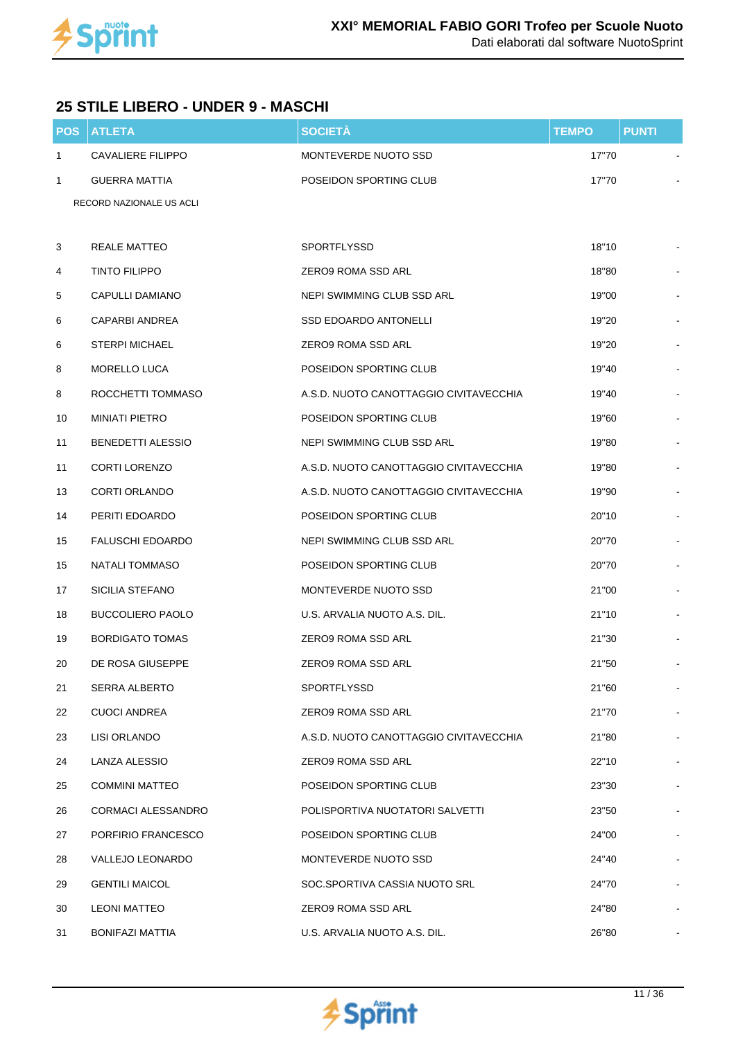## 25 STILE LIBERO - UNDER 9 - MASCHI

| POS | ATLETA | SOCIETÀ | TEMPO | PUNTI |
|---|---|---|---|---|
| 1 | CAVALIERE FILIPPO | MONTEVERDE NUOTO SSD | 17"70 | - |
| 1 | GUERRA MATTIA | POSEIDON SPORTING CLUB | 17"70 | - |
| | RECORD NAZIONALE US ACLI | | | |
| 3 | REALE MATTEO | SPORTFLYSSD | 18"10 | - |
| 4 | TINTO FILIPPO | ZERO9 ROMA SSD ARL | 18"80 | - |
| 5 | CAPULLI DAMIANO | NEPI SWIMMING CLUB SSD ARL | 19"00 | - |
| 6 | CAPARBI ANDREA | SSD EDOARDO ANTONELLI | 19"20 | - |
| 6 | STERPI MICHAEL | ZERO9 ROMA SSD ARL | 19"20 | - |
| 8 | MORELLO LUCA | POSEIDON SPORTING CLUB | 19"40 | - |
| 8 | ROCCHETTI TOMMASO | A.S.D. NUOTO CANOTTAGGIO CIVITAVECCHIA | 19"40 | - |
| 10 | MINIATI PIETRO | POSEIDON SPORTING CLUB | 19"60 | - |
| 11 | BENEDETTI ALESSIO | NEPI SWIMMING CLUB SSD ARL | 19"80 | - |
| 11 | CORTI LORENZO | A.S.D. NUOTO CANOTTAGGIO CIVITAVECCHIA | 19"80 | - |
| 13 | CORTI ORLANDO | A.S.D. NUOTO CANOTTAGGIO CIVITAVECCHIA | 19"90 | - |
| 14 | PERITI EDOARDO | POSEIDON SPORTING CLUB | 20"10 | - |
| 15 | FALUSCHI EDOARDO | NEPI SWIMMING CLUB SSD ARL | 20"70 | - |
| 15 | NATALI TOMMASO | POSEIDON SPORTING CLUB | 20"70 | - |
| 17 | SICILIA STEFANO | MONTEVERDE NUOTO SSD | 21"00 | - |
| 18 | BUCCOLIERO PAOLO | U.S. ARVALIA NUOTO A.S. DIL. | 21"10 | - |
| 19 | BORDIGATO TOMAS | ZERO9 ROMA SSD ARL | 21"30 | - |
| 20 | DE ROSA GIUSEPPE | ZERO9 ROMA SSD ARL | 21"50 | - |
| 21 | SERRA ALBERTO | SPORTFLYSSD | 21"60 | - |
| 22 | CUOCI ANDREA | ZERO9 ROMA SSD ARL | 21"70 | - |
| 23 | LISI ORLANDO | A.S.D. NUOTO CANOTTAGGIO CIVITAVECCHIA | 21"80 | - |
| 24 | LANZA ALESSIO | ZERO9 ROMA SSD ARL | 22"10 | - |
| 25 | COMMINI MATTEO | POSEIDON SPORTING CLUB | 23"30 | - |
| 26 | CORMACI ALESSANDRO | POLISPORTIVA NUOTATORI SALVETTI | 23"50 | - |
| 27 | PORFIRIO FRANCESCO | POSEIDON SPORTING CLUB | 24"00 | - |
| 28 | VALLEJO LEONARDO | MONTEVERDE NUOTO SSD | 24"40 | - |
| 29 | GENTILI MAICOL | SOC.SPORTIVA CASSIA NUOTO SRL | 24"70 | - |
| 30 | LEONI MATTEO | ZERO9 ROMA SSD ARL | 24"80 | - |
| 31 | BONIFAZI MATTIA | U.S. ARVALIA NUOTO A.S. DIL. | 26"80 | - |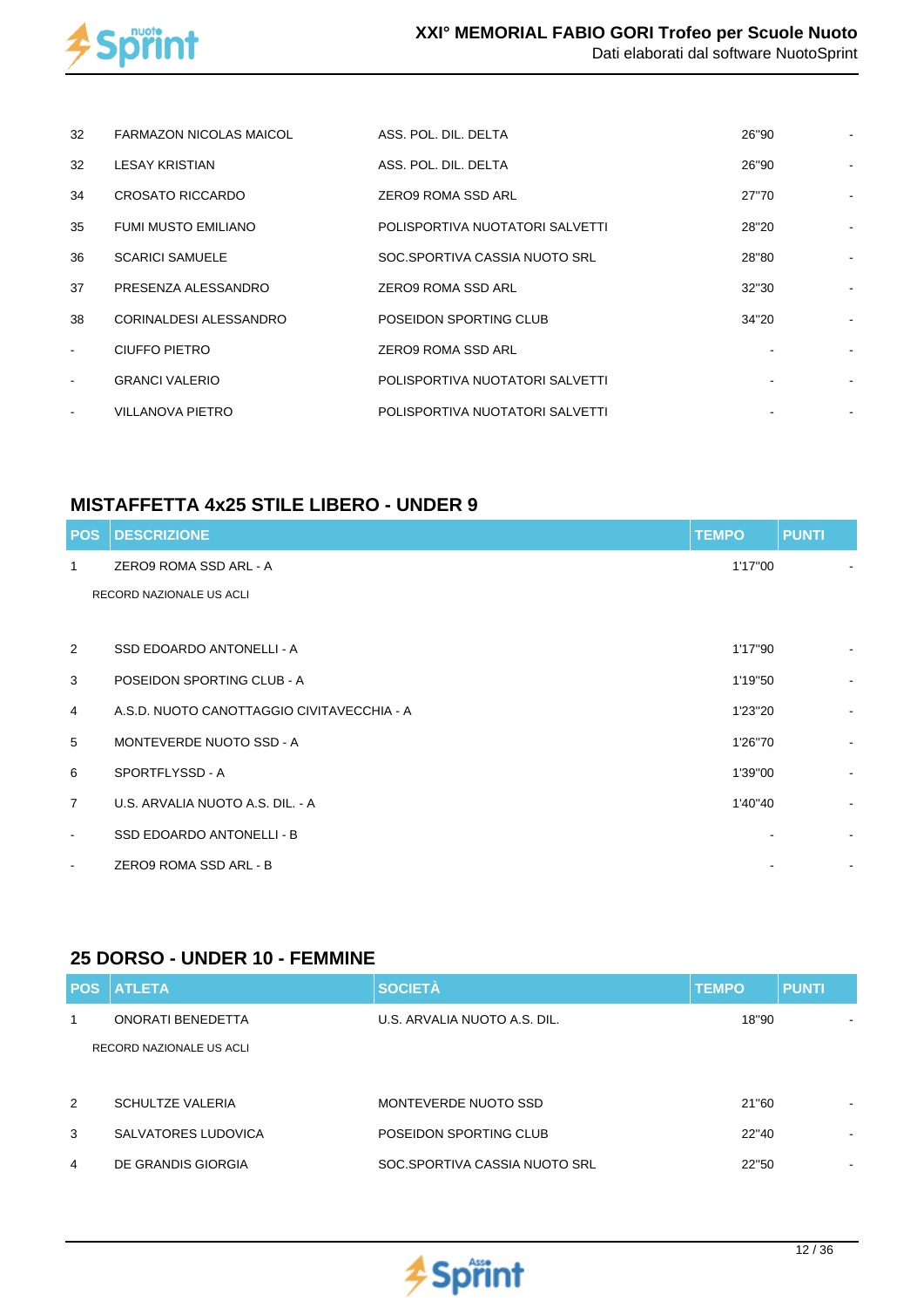| | | | | |
|---|---|---|---|---|
| 32 | FARMAZON NICOLAS MAICOL | ASS. POL. DIL. DELTA | 26"90 | - |
| 32 | LESAY KRISTIAN | ASS. POL. DIL. DELTA | 26"90 | - |
| 34 | CROSATO RICCARDO | ZERO9 ROMA SSD ARL | 27"70 | - |
| 35 | FUMI MUSTO EMILIANO | POLISPORTIVA NUOTATORI SALVETTI | 28"20 | - |
| 36 | SCARICI SAMUELE | SOC.SPORTIVA CASSIA NUOTO SRL | 28"80 | - |
| 37 | PRESENZA ALESSANDRO | ZERO9 ROMA SSD ARL | 32"30 | - |
| 38 | CORINALDESI ALESSANDRO | POSEIDON SPORTING CLUB | 34"20 | - |
| - | CIUFFO PIETRO | ZERO9 ROMA SSD ARL | - | - |
| - | GRANCI VALERIO | POLISPORTIVA NUOTATORI SALVETTI | - | - |
| - | VILLANOVA PIETRO | POLISPORTIVA NUOTATORI SALVETTI | - | - |

## MISTAFFETTA 4x25 STILE LIBERO - UNDER 9

| POS | DESCRIZIONE | TEMPO | PUNTI |
|---|---|---|---|
| 1 | ZERO9 ROMA SSD ARL - A<br>RECORD NAZIONALE US ACLI | 1'17"00 | - |
| 2 | SSD EDOARDO ANTONELLI - A | 1'17"90 | - |
| 3 | POSEIDON SPORTING CLUB - A | 1'19"50 | - |
| 4 | A.S.D. NUOTO CANOTTAGGIO CIVITAVECCHIA - A | 1'23"20 | - |
| 5 | MONTEVERDE NUOTO SSD - A | 1'26"70 | - |
| 6 | SPORTFLYSSD - A | 1'39"00 | - |
| 7 | U.S. ARVALIA NUOTO A.S. DIL. - A | 1'40"40 | - |
| - | SSD EDOARDO ANTONELLI - B | - | - |
| - | ZERO9 ROMA SSD ARL - B | - | - |

## 25 DORSO - UNDER 10 - FEMMINE

| POS | ATLETA | SOCIETÀ | TEMPO | PUNTI |
|---|---|---|---|---|
| 1 | ONORATI BENEDETTA<br>RECORD NAZIONALE US ACLI | U.S. ARVALIA NUOTO A.S. DIL. | 18"90 | - |
| 2 | SCHULTZE VALERIA | MONTEVERDE NUOTO SSD | 21"60 | - |
| 3 | SALVATORES LUDOVICA | POSEIDON SPORTING CLUB | 22"40 | - |
| 4 | DE GRANDIS GIORGIA | SOC.SPORTIVA CASSIA NUOTO SRL | 22"50 | - |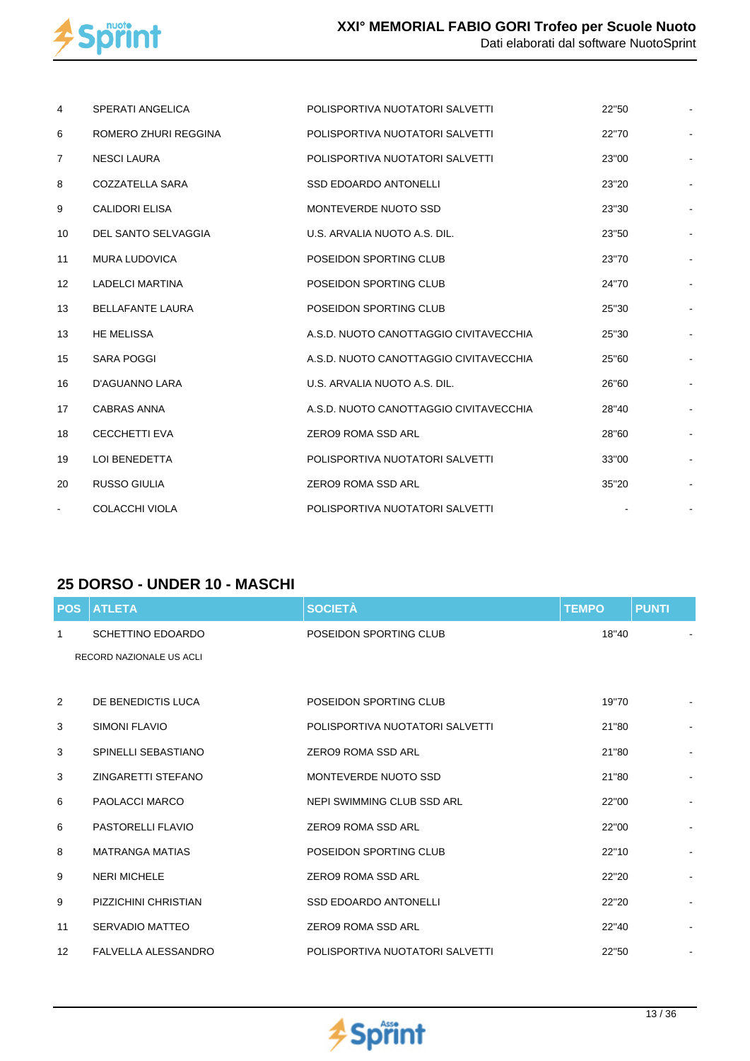| | | | | |
|---|---|---|---|---|
| 4 | SPERATI ANGELICA | POLISPORTIVA NUOTATORI SALVETTI | 22"50 | - |
| 6 | ROMERO ZHURI REGGINA | POLISPORTIVA NUOTATORI SALVETTI | 22"70 | - |
| 7 | NESCI LAURA | POLISPORTIVA NUOTATORI SALVETTI | 23"00 | - |
| 8 | COZZATELLA SARA | SSD EDOARDO ANTONELLI | 23"20 | - |
| 9 | CALIDORI ELISA | MONTEVERDE NUOTO SSD | 23"30 | - |
| 10 | DEL SANTO SELVAGGIA | U.S. ARVALIA NUOTO A.S. DIL. | 23"50 | - |
| 11 | MURA LUDOVICA | POSEIDON SPORTING CLUB | 23"70 | - |
| 12 | LADELCI MARTINA | POSEIDON SPORTING CLUB | 24"70 | - |
| 13 | BELLAFANTE LAURA | POSEIDON SPORTING CLUB | 25"30 | - |
| 13 | HE MELISSA | A.S.D. NUOTO CANOTTAGGIO CIVITAVECCHIA | 25"30 | - |
| 15 | SARA POGGI | A.S.D. NUOTO CANOTTAGGIO CIVITAVECCHIA | 25"60 | - |
| 16 | D'AGUANNO LARA | U.S. ARVALIA NUOTO A.S. DIL. | 26"60 | - |
| 17 | CABRAS ANNA | A.S.D. NUOTO CANOTTAGGIO CIVITAVECCHIA | 28"40 | - |
| 18 | CECCHETTI EVA | ZERO9 ROMA SSD ARL | 28"60 | - |
| 19 | LOI BENEDETTA | POLISPORTIVA NUOTATORI SALVETTI | 33"00 | - |
| 20 | RUSSO GIULIA | ZERO9 ROMA SSD ARL | 35"20 | - |
| - | COLACCHI VIOLA | POLISPORTIVA NUOTATORI SALVETTI | - | - |

## 25 DORSO - UNDER 10 - MASCHI

| POS | ATLETA | SOCIETÀ | TEMPO | PUNTI |
|---|---|---|---|---|
| 1 | SCHETTINO EDOARDO<br>RECORD NAZIONALE US ACLI | POSEIDON SPORTING CLUB | 18"40 | - |
| 2 | DE BENEDICTIS LUCA | POSEIDON SPORTING CLUB | 19"70 | - |
| 3 | SIMONI FLAVIO | POLISPORTIVA NUOTATORI SALVETTI | 21"80 | - |
| 3 | SPINELLI SEBASTIANO | ZERO9 ROMA SSD ARL | 21"80 | - |
| 3 | ZINGARETTI STEFANO | MONTEVERDE NUOTO SSD | 21"80 | - |
| 6 | PAOLACCI MARCO | NEPI SWIMMING CLUB SSD ARL | 22"00 | - |
| 6 | PASTORELLI FLAVIO | ZERO9 ROMA SSD ARL | 22"00 | - |
| 8 | MATRANGA MATIAS | POSEIDON SPORTING CLUB | 22"10 | - |
| 9 | NERI MICHELE | ZERO9 ROMA SSD ARL | 22"20 | - |
| 9 | PIZZICHINI CHRISTIAN | SSD EDOARDO ANTONELLI | 22"20 | - |
| 11 | SERVADIO MATTEO | ZERO9 ROMA SSD ARL | 22"40 | - |
| 12 | FALVELLA ALESSANDRO | POLISPORTIVA NUOTATORI SALVETTI | 22"50 | - |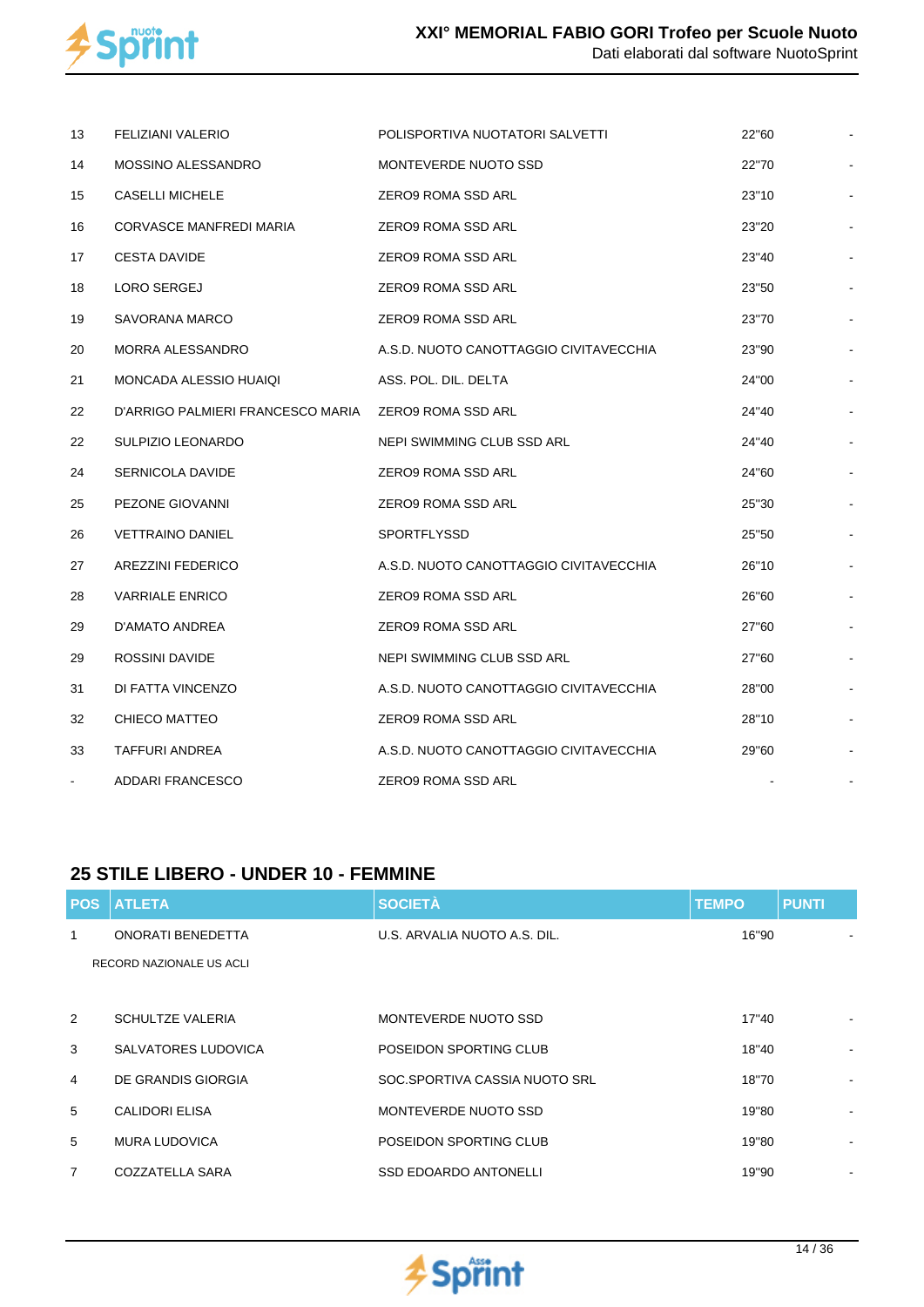| POS | ATLETA | SOCIETÀ | TEMPO | PUNTI |
|---|---|---|---|---|
| 13 | FELIZIANI VALERIO | POLISPORTIVA NUOTATORI SALVETTI | 22"60 | - |
| 14 | MOSSINO ALESSANDRO | MONTEVERDE NUOTO SSD | 22"70 | - |
| 15 | CASELLI MICHELE | ZERO9 ROMA SSD ARL | 23"10 | - |
| 16 | CORVASCE MANFREDI MARIA | ZERO9 ROMA SSD ARL | 23"20 | - |
| 17 | CESTA DAVIDE | ZERO9 ROMA SSD ARL | 23"40 | - |
| 18 | LORO SERGEJ | ZERO9 ROMA SSD ARL | 23"50 | - |
| 19 | SAVORANA MARCO | ZERO9 ROMA SSD ARL | 23"70 | - |
| 20 | MORRA ALESSANDRO | A.S.D. NUOTO CANOTTAGGIO CIVITAVECCHIA | 23"90 | - |
| 21 | MONCADA ALESSIO HUAIQI | ASS. POL. DIL. DELTA | 24"00 | - |
| 22 | D'ARRIGO PALMIERI FRANCESCO MARIA | ZERO9 ROMA SSD ARL | 24"40 | - |
| 22 | SULPIZIO LEONARDO | NEPI SWIMMING CLUB SSD ARL | 24"40 | - |
| 24 | SERNICOLA DAVIDE | ZERO9 ROMA SSD ARL | 24"60 | - |
| 25 | PEZONE GIOVANNI | ZERO9 ROMA SSD ARL | 25"30 | - |
| 26 | VETTRAINO DANIEL | SPORTFLYSSD | 25"50 | - |
| 27 | AREZZINI FEDERICO | A.S.D. NUOTO CANOTTAGGIO CIVITAVECCHIA | 26"10 | - |
| 28 | VARRIALE ENRICO | ZERO9 ROMA SSD ARL | 26"60 | - |
| 29 | D'AMATO ANDREA | ZERO9 ROMA SSD ARL | 27"60 | - |
| 29 | ROSSINI DAVIDE | NEPI SWIMMING CLUB SSD ARL | 27"60 | - |
| 31 | DI FATTA VINCENZO | A.S.D. NUOTO CANOTTAGGIO CIVITAVECCHIA | 28"00 | - |
| 32 | CHIECO MATTEO | ZERO9 ROMA SSD ARL | 28"10 | - |
| 33 | TAFFURI ANDREA | A.S.D. NUOTO CANOTTAGGIO CIVITAVECCHIA | 29"60 | - |
| - | ADDARI FRANCESCO | ZERO9 ROMA SSD ARL | - | - |

## 25 STILE LIBERO - UNDER 10 - FEMMINE

| POS | ATLETA | SOCIETÀ | TEMPO | PUNTI |
|---|---|---|---|---|
| 1 | ONORATI BENEDETTA | U.S. ARVALIA NUOTO A.S. DIL. | 16"90 | - |
| | RECORD NAZIONALE US ACLI | | | |
| 2 | SCHULTZE VALERIA | MONTEVERDE NUOTO SSD | 17"40 | - |
| 3 | SALVATORES LUDOVICA | POSEIDON SPORTING CLUB | 18"40 | - |
| 4 | DE GRANDIS GIORGIA | SOC.SPORTIVA CASSIA NUOTO SRL | 18"70 | - |
| 5 | CALIDORI ELISA | MONTEVERDE NUOTO SSD | 19"80 | - |
| 5 | MURA LUDOVICA | POSEIDON SPORTING CLUB | 19"80 | - |
| 7 | COZZATELLA SARA | SSD EDOARDO ANTONELLI | 19"90 | - |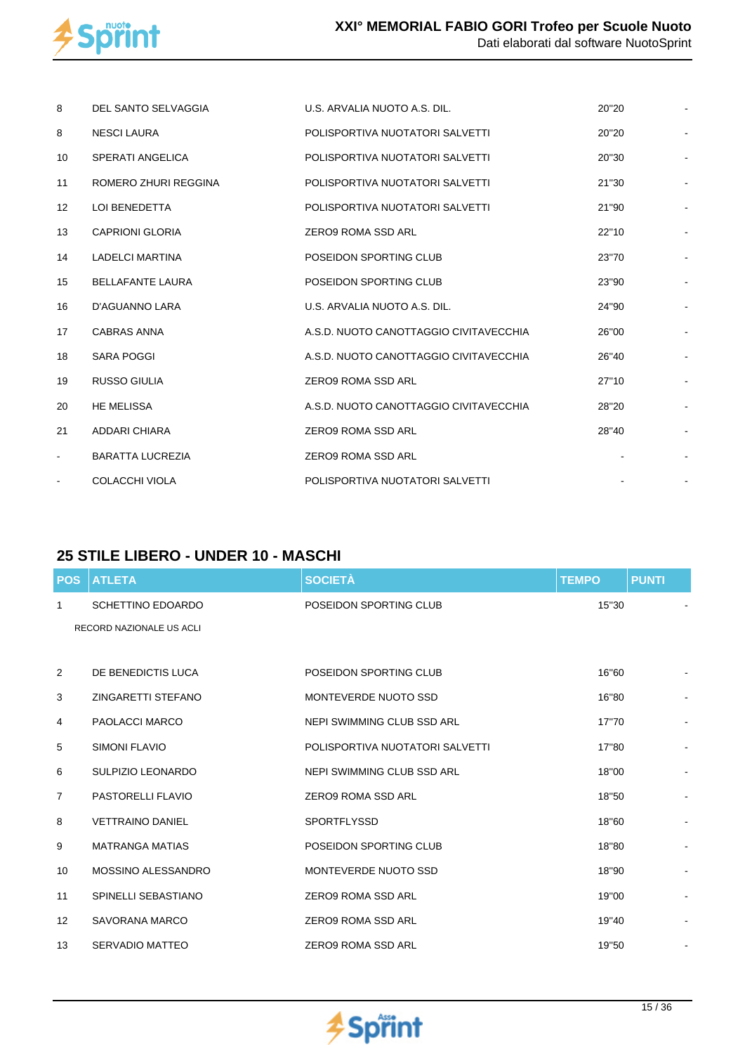| | | | | |
|---|---|---|---|---|
| 8 | DEL SANTO SELVAGGIA | U.S. ARVALIA NUOTO A.S. DIL. | 20"20 | - |
| 8 | NESCI LAURA | POLISPORTIVA NUOTATORI SALVETTI | 20"20 | - |
| 10 | SPERATI ANGELICA | POLISPORTIVA NUOTATORI SALVETTI | 20"30 | - |
| 11 | ROMERO ZHURI REGGINA | POLISPORTIVA NUOTATORI SALVETTI | 21"30 | - |
| 12 | LOI BENEDETTA | POLISPORTIVA NUOTATORI SALVETTI | 21"90 | - |
| 13 | CAPRIONI GLORIA | ZERO9 ROMA SSD ARL | 22"10 | - |
| 14 | LADELCI MARTINA | POSEIDON SPORTING CLUB | 23"70 | - |
| 15 | BELLAFANTE LAURA | POSEIDON SPORTING CLUB | 23"90 | - |
| 16 | D'AGUANNO LARA | U.S. ARVALIA NUOTO A.S. DIL. | 24"90 | - |
| 17 | CABRAS ANNA | A.S.D. NUOTO CANOTTAGGIO CIVITAVECCHIA | 26"00 | - |
| 18 | SARA POGGI | A.S.D. NUOTO CANOTTAGGIO CIVITAVECCHIA | 26"40 | - |
| 19 | RUSSO GIULIA | ZERO9 ROMA SSD ARL | 27"10 | - |
| 20 | HE MELISSA | A.S.D. NUOTO CANOTTAGGIO CIVITAVECCHIA | 28"20 | - |
| 21 | ADDARI CHIARA | ZERO9 ROMA SSD ARL | 28"40 | - |
| - | BARATTA LUCREZIA | ZERO9 ROMA SSD ARL | - | - |
| - | COLACCHI VIOLA | POLISPORTIVA NUOTATORI SALVETTI | - | - |

## 25 STILE LIBERO - UNDER 10 - MASCHI

| POS | ATLETA | SOCIETÀ | TEMPO | PUNTI |
|---|---|---|---|---|
| 1 | SCHETTINO EDOARDO | POSEIDON SPORTING CLUB | 15"30 | - |
| | RECORD NAZIONALE US ACLI | | | |
| 2 | DE BENEDICTIS LUCA | POSEIDON SPORTING CLUB | 16"60 | - |
| 3 | ZINGARETTI STEFANO | MONTEVERDE NUOTO SSD | 16"80 | - |
| 4 | PAOLACCI MARCO | NEPI SWIMMING CLUB SSD ARL | 17"70 | - |
| 5 | SIMONI FLAVIO | POLISPORTIVA NUOTATORI SALVETTI | 17"80 | - |
| 6 | SULPIZIO LEONARDO | NEPI SWIMMING CLUB SSD ARL | 18"00 | - |
| 7 | PASTORELLI FLAVIO | ZERO9 ROMA SSD ARL | 18"50 | - |
| 8 | VETTRAINO DANIEL | SPORTFLYSSD | 18"60 | - |
| 9 | MATRANGA MATIAS | POSEIDON SPORTING CLUB | 18"80 | - |
| 10 | MOSSINO ALESSANDRO | MONTEVERDE NUOTO SSD | 18"90 | - |
| 11 | SPINELLI SEBASTIANO | ZERO9 ROMA SSD ARL | 19"00 | - |
| 12 | SAVORANA MARCO | ZERO9 ROMA SSD ARL | 19"40 | - |
| 13 | SERVADIO MATTEO | ZERO9 ROMA SSD ARL | 19"50 | - |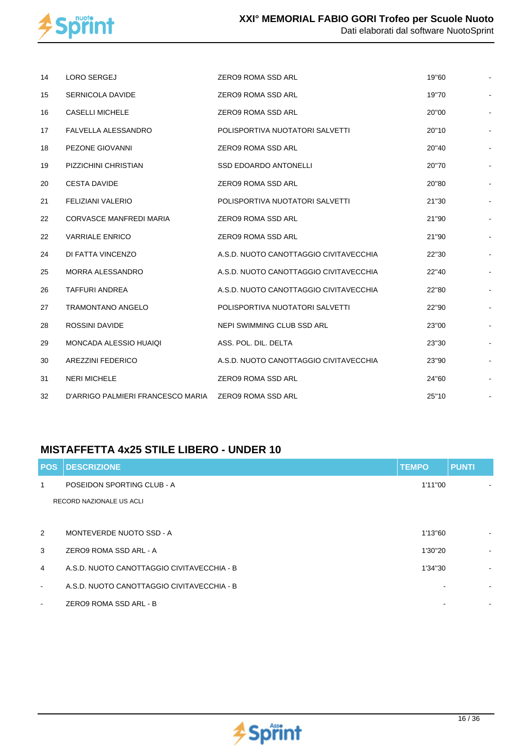| | | | | |
|---|---|---|---|---|
| 14 | LORO SERGEJ | ZERO9 ROMA SSD ARL | 19"60 | - |
| 15 | SERNICOLA DAVIDE | ZERO9 ROMA SSD ARL | 19"70 | - |
| 16 | CASELLI MICHELE | ZERO9 ROMA SSD ARL | 20"00 | - |
| 17 | FALVELLA ALESSANDRO | POLISPORTIVA NUOTATORI SALVETTI | 20"10 | - |
| 18 | PEZONE GIOVANNI | ZERO9 ROMA SSD ARL | 20"40 | - |
| 19 | PIZZICHINI CHRISTIAN | SSD EDOARDO ANTONELLI | 20"70 | - |
| 20 | CESTA DAVIDE | ZERO9 ROMA SSD ARL | 20"80 | - |
| 21 | FELIZIANI VALERIO | POLISPORTIVA NUOTATORI SALVETTI | 21"30 | - |
| 22 | CORVASCE MANFREDI MARIA | ZERO9 ROMA SSD ARL | 21"90 | - |
| 22 | VARRIALE ENRICO | ZERO9 ROMA SSD ARL | 21"90 | - |
| 24 | DI FATTA VINCENZO | A.S.D. NUOTO CANOTTAGGIO CIVITAVECCHIA | 22"30 | - |
| 25 | MORRA ALESSANDRO | A.S.D. NUOTO CANOTTAGGIO CIVITAVECCHIA | 22"40 | - |
| 26 | TAFFURI ANDREA | A.S.D. NUOTO CANOTTAGGIO CIVITAVECCHIA | 22"80 | - |
| 27 | TRAMONTANO ANGELO | POLISPORTIVA NUOTATORI SALVETTI | 22"90 | - |
| 28 | ROSSINI DAVIDE | NEPI SWIMMING CLUB SSD ARL | 23"00 | - |
| 29 | MONCADA ALESSIO HUAIQI | ASS. POL. DIL. DELTA | 23"30 | - |
| 30 | AREZZINI FEDERICO | A.S.D. NUOTO CANOTTAGGIO CIVITAVECCHIA | 23"90 | - |
| 31 | NERI MICHELE | ZERO9 ROMA SSD ARL | 24"60 | - |
| 32 | D'ARRIGO PALMIERI FRANCESCO MARIA | ZERO9 ROMA SSD ARL | 25"10 | - |

## MISTAFFETTA 4x25 STILE LIBERO - UNDER 10

| POS | DESCRIZIONE | TEMPO | PUNTI |
|---|---|---|---|
| 1 | POSEIDON SPORTING CLUB - A<br>RECORD NAZIONALE US ACLI | 1'11"00 | - |
| 2 | MONTEVERDE NUOTO SSD - A | 1'13"60 | - |
| 3 | ZERO9 ROMA SSD ARL - A | 1'30"20 | - |
| 4 | A.S.D. NUOTO CANOTTAGGIO CIVITAVECCHIA - B | 1'34"30 | - |
| - | A.S.D. NUOTO CANOTTAGGIO CIVITAVECCHIA - B | - | - |
| - | ZERO9 ROMA SSD ARL - B | - | - |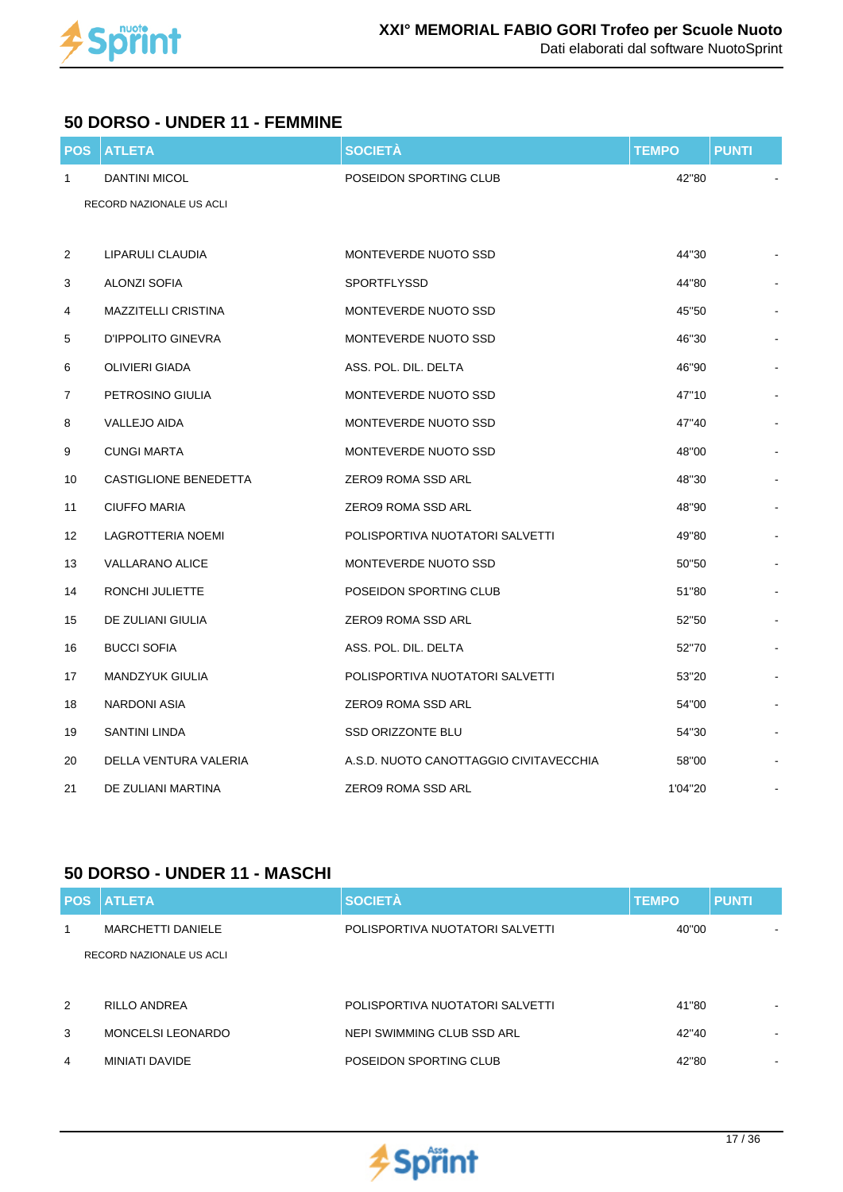## 50 DORSO - UNDER 11 - FEMMINE

| POS | ATLETA | SOCIETÀ | TEMPO | PUNTI |
|---|---|---|---|---|
| 1 | DANTINI MICOL | POSEIDON SPORTING CLUB | 42"80 | - |
| | RECORD NAZIONALE US ACLI | | | |
| 2 | LIPARULI CLAUDIA | MONTEVERDE NUOTO SSD | 44"30 | - |
| 3 | ALONZI SOFIA | SPORTFLYSSD | 44"80 | - |
| 4 | MAZZITELLI CRISTINA | MONTEVERDE NUOTO SSD | 45"50 | - |
| 5 | D'IPPOLITO GINEVRA | MONTEVERDE NUOTO SSD | 46"30 | - |
| 6 | OLIVIERI GIADA | ASS. POL. DIL. DELTA | 46"90 | - |
| 7 | PETROSINO GIULIA | MONTEVERDE NUOTO SSD | 47"10 | - |
| 8 | VALLEJO AIDA | MONTEVERDE NUOTO SSD | 47"40 | - |
| 9 | CUNGI MARTA | MONTEVERDE NUOTO SSD | 48"00 | - |
| 10 | CASTIGLIONE BENEDETTA | ZERO9 ROMA SSD ARL | 48"30 | - |
| 11 | CIUFFO MARIA | ZERO9 ROMA SSD ARL | 48"90 | - |
| 12 | LAGROTTERIA NOEMI | POLISPORTIVA NUOTATORI SALVETTI | 49"80 | - |
| 13 | VALLARANO ALICE | MONTEVERDE NUOTO SSD | 50"50 | - |
| 14 | RONCHI JULIETTE | POSEIDON SPORTING CLUB | 51"80 | - |
| 15 | DE ZULIANI GIULIA | ZERO9 ROMA SSD ARL | 52"50 | - |
| 16 | BUCCI SOFIA | ASS. POL. DIL. DELTA | 52"70 | - |
| 17 | MANDZYUK GIULIA | POLISPORTIVA NUOTATORI SALVETTI | 53"20 | - |
| 18 | NARDONI ASIA | ZERO9 ROMA SSD ARL | 54"00 | - |
| 19 | SANTINI LINDA | SSD ORIZZONTE BLU | 54"30 | - |
| 20 | DELLA VENTURA VALERIA | A.S.D. NUOTO CANOTTAGGIO CIVITAVECCHIA | 58"00 | - |
| 21 | DE ZULIANI MARTINA | ZERO9 ROMA SSD ARL | 1'04"20 | - |

## 50 DORSO - UNDER 11 - MASCHI

| POS | ATLETA | SOCIETÀ | TEMPO | PUNTI |
|---|---|---|---|---|
| 1 | MARCHETTI DANIELE | POLISPORTIVA NUOTATORI SALVETTI | 40"00 | - |
| | RECORD NAZIONALE US ACLI | | | |
| 2 | RILLO ANDREA | POLISPORTIVA NUOTATORI SALVETTI | 41"80 | - |
| 3 | MONCELSI LEONARDO | NEPI SWIMMING CLUB SSD ARL | 42"40 | - |
| 4 | MINIATI DAVIDE | POSEIDON SPORTING CLUB | 42"80 | - |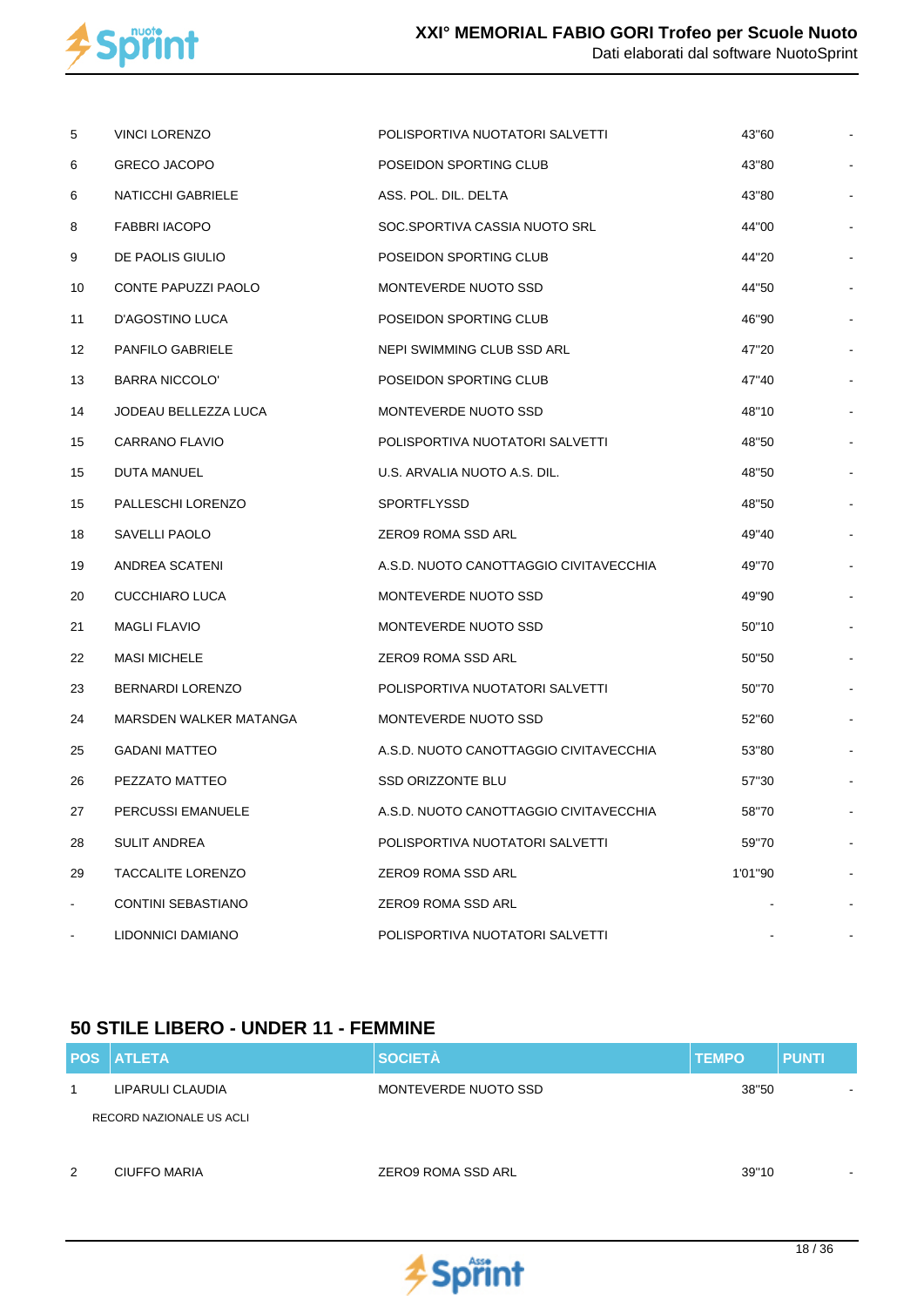| POS | ATLETA | SOCIETÀ | TEMPO | PUNTI |
|---|---|---|---|---|
| 5 | VINCI LORENZO | POLISPORTIVA NUOTATORI SALVETTI | 43"60 | - |
| 6 | GRECO JACOPO | POSEIDON SPORTING CLUB | 43"80 | - |
| 6 | NATICCHI GABRIELE | ASS. POL. DIL. DELTA | 43"80 | - |
| 8 | FABBRI IACOPO | SOC.SPORTIVA CASSIA NUOTO SRL | 44"00 | - |
| 9 | DE PAOLIS GIULIO | POSEIDON SPORTING CLUB | 44"20 | - |
| 10 | CONTE PAPUZZI PAOLO | MONTEVERDE NUOTO SSD | 44"50 | - |
| 11 | D'AGOSTINO LUCA | POSEIDON SPORTING CLUB | 46"90 | - |
| 12 | PANFILO GABRIELE | NEPI SWIMMING CLUB SSD ARL | 47"20 | - |
| 13 | BARRA NICCOLO' | POSEIDON SPORTING CLUB | 47"40 | - |
| 14 | JODEAU BELLEZZA LUCA | MONTEVERDE NUOTO SSD | 48"10 | - |
| 15 | CARRANO FLAVIO | POLISPORTIVA NUOTATORI SALVETTI | 48"50 | - |
| 15 | DUTA MANUEL | U.S. ARVALIA NUOTO A.S. DIL. | 48"50 | - |
| 15 | PALLESCHI LORENZO | SPORTFLYSSD | 48"50 | - |
| 18 | SAVELLI PAOLO | ZERO9 ROMA SSD ARL | 49"40 | - |
| 19 | ANDREA SCATENI | A.S.D. NUOTO CANOTTAGGIO CIVITAVECCHIA | 49"70 | - |
| 20 | CUCCHIARO LUCA | MONTEVERDE NUOTO SSD | 49"90 | - |
| 21 | MAGLI FLAVIO | MONTEVERDE NUOTO SSD | 50"10 | - |
| 22 | MASI MICHELE | ZERO9 ROMA SSD ARL | 50"50 | - |
| 23 | BERNARDI LORENZO | POLISPORTIVA NUOTATORI SALVETTI | 50"70 | - |
| 24 | MARSDEN WALKER MATANGA | MONTEVERDE NUOTO SSD | 52"60 | - |
| 25 | GADANI MATTEO | A.S.D. NUOTO CANOTTAGGIO CIVITAVECCHIA | 53"80 | - |
| 26 | PEZZATO MATTEO | SSD ORIZZONTE BLU | 57"30 | - |
| 27 | PERCUSSI EMANUELE | A.S.D. NUOTO CANOTTAGGIO CIVITAVECCHIA | 58"70 | - |
| 28 | SULIT ANDREA | POLISPORTIVA NUOTATORI SALVETTI | 59"70 | - |
| 29 | TACCALITE LORENZO | ZERO9 ROMA SSD ARL | 1'01"90 | - |
| - | CONTINI SEBASTIANO | ZERO9 ROMA SSD ARL | - | - |
| - | LIDONNICI DAMIANO | POLISPORTIVA NUOTATORI SALVETTI | - | - |

## 50 STILE LIBERO - UNDER 11 - FEMMINE

| POS | ATLETA | SOCIETÀ | TEMPO | PUNTI |
|---|---|---|---|---|
| 1 | LIPARULI CLAUDIA | MONTEVERDE NUOTO SSD | 38"50 | - |
| | RECORD NAZIONALE US ACLI | | | |
| 2 | CIUFFO MARIA | ZERO9 ROMA SSD ARL | 39"10 | - |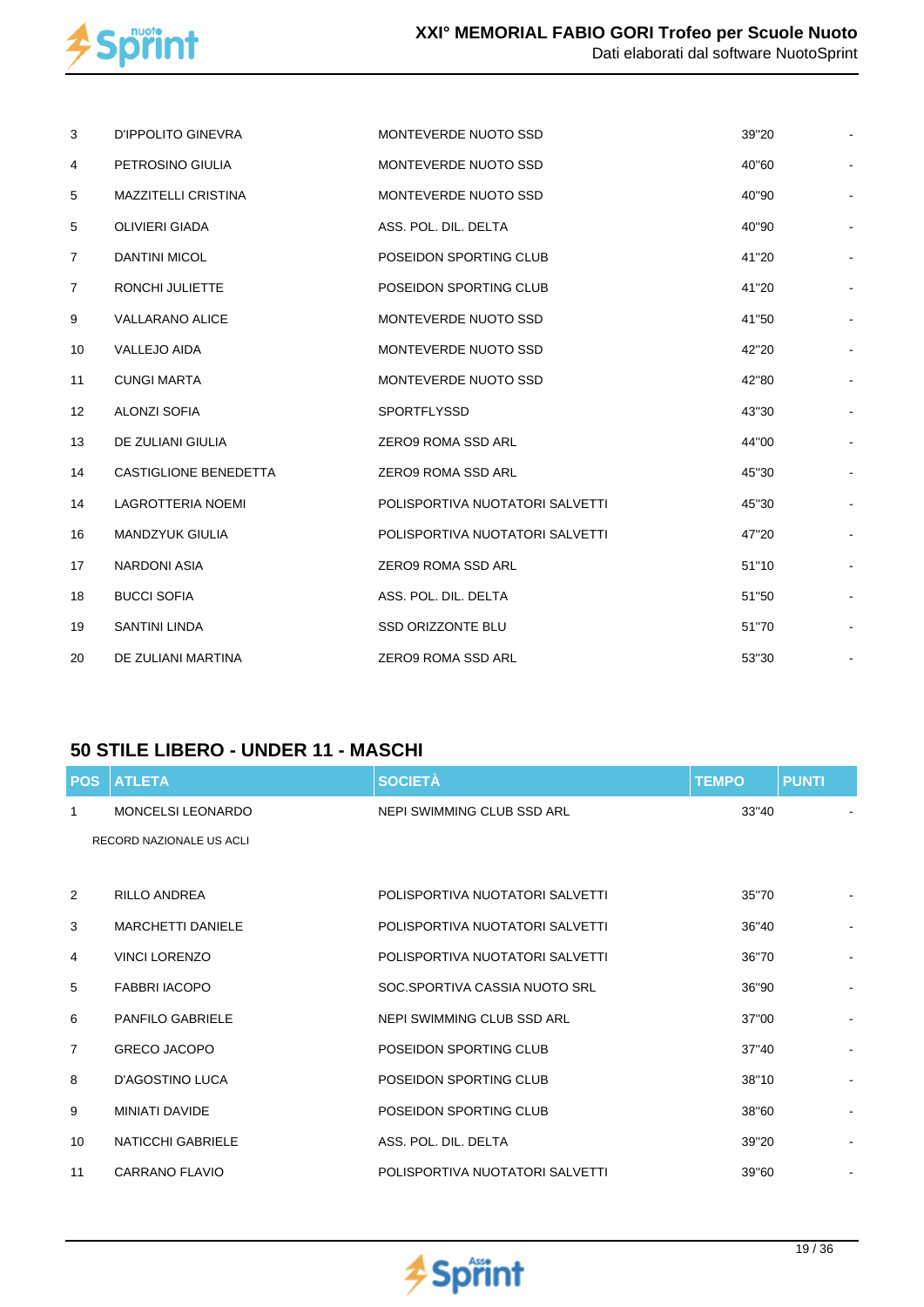| POS | ATLETA | SOCIETÀ | TEMPO | PUNTI |
|---|---|---|---|---|
| 3 | D'IPPOLITO GINEVRA | MONTEVERDE NUOTO SSD | 39"20 | - |
| 4 | PETROSINO GIULIA | MONTEVERDE NUOTO SSD | 40"60 | - |
| 5 | MAZZITELLI CRISTINA | MONTEVERDE NUOTO SSD | 40"90 | - |
| 5 | OLIVIERI GIADA | ASS. POL. DIL. DELTA | 40"90 | - |
| 7 | DANTINI MICOL | POSEIDON SPORTING CLUB | 41"20 | - |
| 7 | RONCHI JULIETTE | POSEIDON SPORTING CLUB | 41"20 | - |
| 9 | VALLARANO ALICE | MONTEVERDE NUOTO SSD | 41"50 | - |
| 10 | VALLEJO AIDA | MONTEVERDE NUOTO SSD | 42"20 | - |
| 11 | CUNGI MARTA | MONTEVERDE NUOTO SSD | 42"80 | - |
| 12 | ALONZI SOFIA | SPORTFLYSSD | 43"30 | - |
| 13 | DE ZULIANI GIULIA | ZERO9 ROMA SSD ARL | 44"00 | - |
| 14 | CASTIGLIONE BENEDETTA | ZERO9 ROMA SSD ARL | 45"30 | - |
| 14 | LAGROTTERIA NOEMI | POLISPORTIVA NUOTATORI SALVETTI | 45"30 | - |
| 16 | MANDZYUK GIULIA | POLISPORTIVA NUOTATORI SALVETTI | 47"20 | - |
| 17 | NARDONI ASIA | ZERO9 ROMA SSD ARL | 51"10 | - |
| 18 | BUCCI SOFIA | ASS. POL. DIL. DELTA | 51"50 | - |
| 19 | SANTINI LINDA | SSD ORIZZONTE BLU | 51"70 | - |
| 20 | DE ZULIANI MARTINA | ZERO9 ROMA SSD ARL | 53"30 | - |

## 50 STILE LIBERO - UNDER 11 - MASCHI

| POS | ATLETA | SOCIETÀ | TEMPO | PUNTI |
|---|---|---|---|---|
| 1 | MONCELSI LEONARDO | NEPI SWIMMING CLUB SSD ARL | 33"40 | - |
| | RECORD NAZIONALE US ACLI | | | |
| 2 | RILLO ANDREA | POLISPORTIVA NUOTATORI SALVETTI | 35"70 | - |
| 3 | MARCHETTI DANIELE | POLISPORTIVA NUOTATORI SALVETTI | 36"40 | - |
| 4 | VINCI LORENZO | POLISPORTIVA NUOTATORI SALVETTI | 36"70 | - |
| 5 | FABBRI IACOPO | SOC.SPORTIVA CASSIA NUOTO SRL | 36"90 | - |
| 6 | PANFILO GABRIELE | NEPI SWIMMING CLUB SSD ARL | 37"00 | - |
| 7 | GRECO JACOPO | POSEIDON SPORTING CLUB | 37"40 | - |
| 8 | D'AGOSTINO LUCA | POSEIDON SPORTING CLUB | 38"10 | - |
| 9 | MINIATI DAVIDE | POSEIDON SPORTING CLUB | 38"60 | - |
| 10 | NATICCHI GABRIELE | ASS. POL. DIL. DELTA | 39"20 | - |
| 11 | CARRANO FLAVIO | POLISPORTIVA NUOTATORI SALVETTI | 39"60 | - |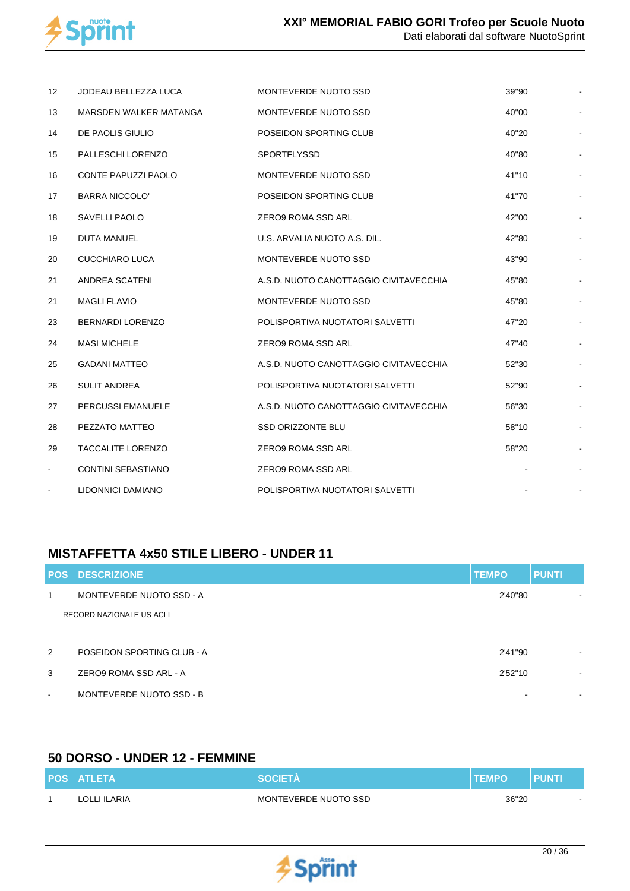| POS | ATLETA | SOCIETÀ | TEMPO | PUNTI |
|---|---|---|---|---|
| 12 | JODEAU BELLEZZA LUCA | MONTEVERDE NUOTO SSD | 39"90 | - |
| 13 | MARSDEN WALKER MATANGA | MONTEVERDE NUOTO SSD | 40"00 | - |
| 14 | DE PAOLIS GIULIO | POSEIDON SPORTING CLUB | 40"20 | - |
| 15 | PALLESCHI LORENZO | SPORTFLYSSD | 40"80 | - |
| 16 | CONTE PAPUZZI PAOLO | MONTEVERDE NUOTO SSD | 41"10 | - |
| 17 | BARRA NICCOLO' | POSEIDON SPORTING CLUB | 41"70 | - |
| 18 | SAVELLI PAOLO | ZERO9 ROMA SSD ARL | 42"00 | - |
| 19 | DUTA MANUEL | U.S. ARVALIA NUOTO A.S. DIL. | 42"80 | - |
| 20 | CUCCHIARO LUCA | MONTEVERDE NUOTO SSD | 43"90 | - |
| 21 | ANDREA SCATENI | A.S.D. NUOTO CANOTTAGGIO CIVITAVECCHIA | 45"80 | - |
| 21 | MAGLI FLAVIO | MONTEVERDE NUOTO SSD | 45"80 | - |
| 23 | BERNARDI LORENZO | POLISPORTIVA NUOTATORI SALVETTI | 47"20 | - |
| 24 | MASI MICHELE | ZERO9 ROMA SSD ARL | 47"40 | - |
| 25 | GADANI MATTEO | A.S.D. NUOTO CANOTTAGGIO CIVITAVECCHIA | 52"30 | - |
| 26 | SULIT ANDREA | POLISPORTIVA NUOTATORI SALVETTI | 52"90 | - |
| 27 | PERCUSSI EMANUELE | A.S.D. NUOTO CANOTTAGGIO CIVITAVECCHIA | 56"30 | - |
| 28 | PEZZATO MATTEO | SSD ORIZZONTE BLU | 58"10 | - |
| 29 | TACCALITE LORENZO | ZERO9 ROMA SSD ARL | 58"20 | - |
| - | CONTINI SEBASTIANO | ZERO9 ROMA SSD ARL | - | - |
| - | LIDONNICI DAMIANO | POLISPORTIVA NUOTATORI SALVETTI | - | - |

## MISTAFFETTA 4x50 STILE LIBERO - UNDER 11

| POS | DESCRIZIONE | TEMPO | PUNTI |
|---|---|---|---|
| 1 | MONTEVERDE NUOTO SSD - A<br>RECORD NAZIONALE US ACLI | 2'40"80 | - |
| 2 | POSEIDON SPORTING CLUB - A | 2'41"90 | - |
| 3 | ZERO9 ROMA SSD ARL - A | 2'52"10 | - |
| - | MONTEVERDE NUOTO SSD - B | - | - |

## 50 DORSO - UNDER 12 - FEMMINE

| POS | ATLETA | SOCIETÀ | TEMPO | PUNTI |
|---|---|---|---|---|
| 1 | LOLLI ILARIA | MONTEVERDE NUOTO SSD | 36"20 | - |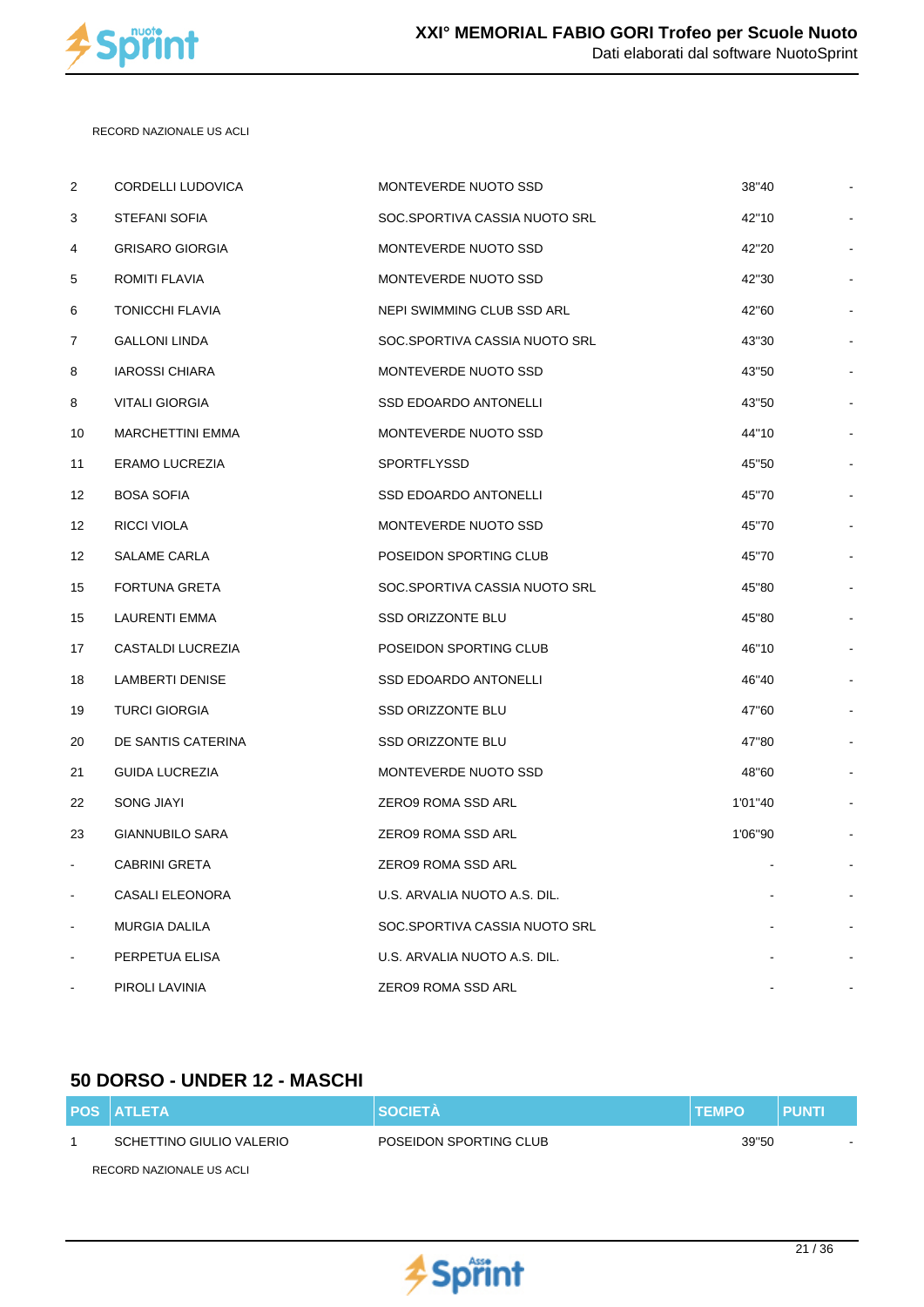RECORD NAZIONALE US ACLI

| | | | | |
|---|---|---|---|---|
| 2 | CORDELLI LUDOVICA | MONTEVERDE NUOTO SSD | 38"40 | - |
| 3 | STEFANI SOFIA | SOC.SPORTIVA CASSIA NUOTO SRL | 42"10 | - |
| 4 | GRISARO GIORGIA | MONTEVERDE NUOTO SSD | 42"20 | - |
| 5 | ROMITI FLAVIA | MONTEVERDE NUOTO SSD | 42"30 | - |
| 6 | TONICCHI FLAVIA | NEPI SWIMMING CLUB SSD ARL | 42"60 | - |
| 7 | GALLONI LINDA | SOC.SPORTIVA CASSIA NUOTO SRL | 43"30 | - |
| 8 | IAROSSI CHIARA | MONTEVERDE NUOTO SSD | 43"50 | - |
| 8 | VITALI GIORGIA | SSD EDOARDO ANTONELLI | 43"50 | - |
| 10 | MARCHETTINI EMMA | MONTEVERDE NUOTO SSD | 44"10 | - |
| 11 | ERAMO LUCREZIA | SPORTFLYSSD | 45"50 | - |
| 12 | BOSA SOFIA | SSD EDOARDO ANTONELLI | 45"70 | - |
| 12 | RICCI VIOLA | MONTEVERDE NUOTO SSD | 45"70 | - |
| 12 | SALAME CARLA | POSEIDON SPORTING CLUB | 45"70 | - |
| 15 | FORTUNA GRETA | SOC.SPORTIVA CASSIA NUOTO SRL | 45"80 | - |
| 15 | LAURENTI EMMA | SSD ORIZZONTE BLU | 45"80 | - |
| 17 | CASTALDI LUCREZIA | POSEIDON SPORTING CLUB | 46"10 | - |
| 18 | LAMBERTI DENISE | SSD EDOARDO ANTONELLI | 46"40 | - |
| 19 | TURCI GIORGIA | SSD ORIZZONTE BLU | 47"60 | - |
| 20 | DE SANTIS CATERINA | SSD ORIZZONTE BLU | 47"80 | - |
| 21 | GUIDA LUCREZIA | MONTEVERDE NUOTO SSD | 48"60 | - |
| 22 | SONG JIAYI | ZERO9 ROMA SSD ARL | 1'01"40 | - |
| 23 | GIANNUBILO SARA | ZERO9 ROMA SSD ARL | 1'06"90 | - |
| - | CABRINI GRETA | ZERO9 ROMA SSD ARL | - | - |
| - | CASALI ELEONORA | U.S. ARVALIA NUOTO A.S. DIL. | - | - |
| - | MURGIA DALILA | SOC.SPORTIVA CASSIA NUOTO SRL | - | - |
| - | PERPETUA ELISA | U.S. ARVALIA NUOTO A.S. DIL. | - | - |
| - | PIROLI LAVINIA | ZERO9 ROMA SSD ARL | - | - |

## 50 DORSO - UNDER 12 - MASCHI

| POS | ATLETA | SOCIETÀ | TEMPO | PUNTI |
|---|---|---|---|---|
| 1 | SCHETTINO GIULIO VALERIO | POSEIDON SPORTING CLUB | 39"50 | - |

RECORD NAZIONALE US ACLI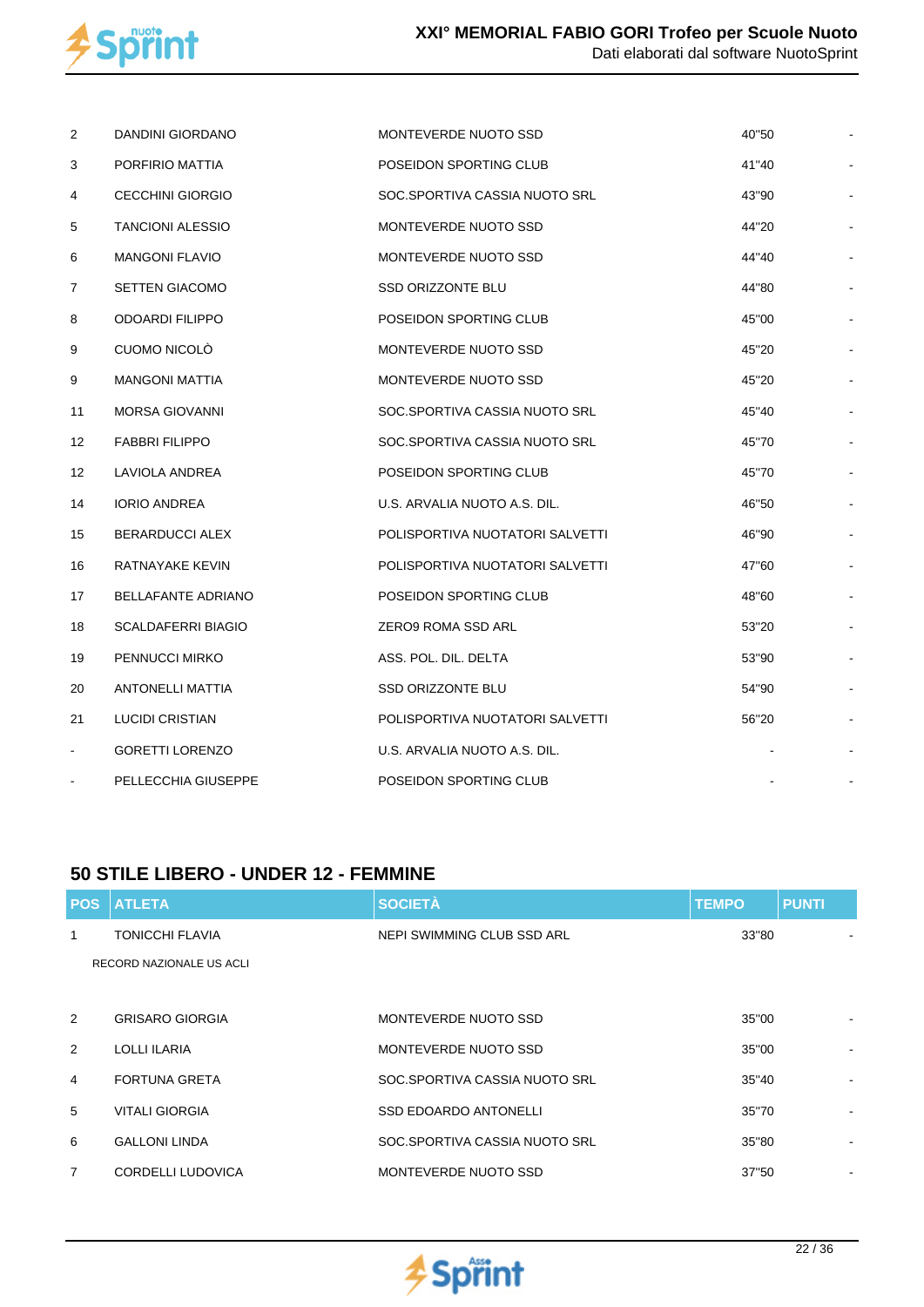| POS | ATLETA | SOCIETÀ | TEMPO | PUNTI |
|---|---|---|---|---|
| 2 | DANDINI GIORDANO | MONTEVERDE NUOTO SSD | 40"50 | - |
| 3 | PORFIRIO MATTIA | POSEIDON SPORTING CLUB | 41"40 | - |
| 4 | CECCHINI GIORGIO | SOC.SPORTIVA CASSIA NUOTO SRL | 43"90 | - |
| 5 | TANCIONI ALESSIO | MONTEVERDE NUOTO SSD | 44"20 | - |
| 6 | MANGONI FLAVIO | MONTEVERDE NUOTO SSD | 44"40 | - |
| 7 | SETTEN GIACOMO | SSD ORIZZONTE BLU | 44"80 | - |
| 8 | ODOARDI FILIPPO | POSEIDON SPORTING CLUB | 45"00 | - |
| 9 | CUOMO NICOLÒ | MONTEVERDE NUOTO SSD | 45"20 | - |
| 9 | MANGONI MATTIA | MONTEVERDE NUOTO SSD | 45"20 | - |
| 11 | MORSA GIOVANNI | SOC.SPORTIVA CASSIA NUOTO SRL | 45"40 | - |
| 12 | FABBRI FILIPPO | SOC.SPORTIVA CASSIA NUOTO SRL | 45"70 | - |
| 12 | LAVIOLA ANDREA | POSEIDON SPORTING CLUB | 45"70 | - |
| 14 | IORIO ANDREA | U.S. ARVALIA NUOTO A.S. DIL. | 46"50 | - |
| 15 | BERARDUCCI ALEX | POLISPORTIVA NUOTATORI SALVETTI | 46"90 | - |
| 16 | RATNAYAKE KEVIN | POLISPORTIVA NUOTATORI SALVETTI | 47"60 | - |
| 17 | BELLAFANTE ADRIANO | POSEIDON SPORTING CLUB | 48"60 | - |
| 18 | SCALDAFERRI BIAGIO | ZERO9 ROMA SSD ARL | 53"20 | - |
| 19 | PENNUCCI MIRKO | ASS. POL. DIL. DELTA | 53"90 | - |
| 20 | ANTONELLI MATTIA | SSD ORIZZONTE BLU | 54"90 | - |
| 21 | LUCIDI CRISTIAN | POLISPORTIVA NUOTATORI SALVETTI | 56"20 | - |
| - | GORETTI LORENZO | U.S. ARVALIA NUOTO A.S. DIL. | - | - |
| - | PELLECCHIA GIUSEPPE | POSEIDON SPORTING CLUB | - | - |

## 50 STILE LIBERO - UNDER 12 - FEMMINE

| POS | ATLETA | SOCIETÀ | TEMPO | PUNTI |
|---|---|---|---|---|
| 1 | TONICCHI FLAVIA | NEPI SWIMMING CLUB SSD ARL | 33"80 | - |
| | RECORD NAZIONALE US ACLI | | | |
| 2 | GRISARO GIORGIA | MONTEVERDE NUOTO SSD | 35"00 | - |
| 2 | LOLLI ILARIA | MONTEVERDE NUOTO SSD | 35"00 | - |
| 4 | FORTUNA GRETA | SOC.SPORTIVA CASSIA NUOTO SRL | 35"40 | - |
| 5 | VITALI GIORGIA | SSD EDOARDO ANTONELLI | 35"70 | - |
| 6 | GALLONI LINDA | SOC.SPORTIVA CASSIA NUOTO SRL | 35"80 | - |
| 7 | CORDELLI LUDOVICA | MONTEVERDE NUOTO SSD | 37"50 | - |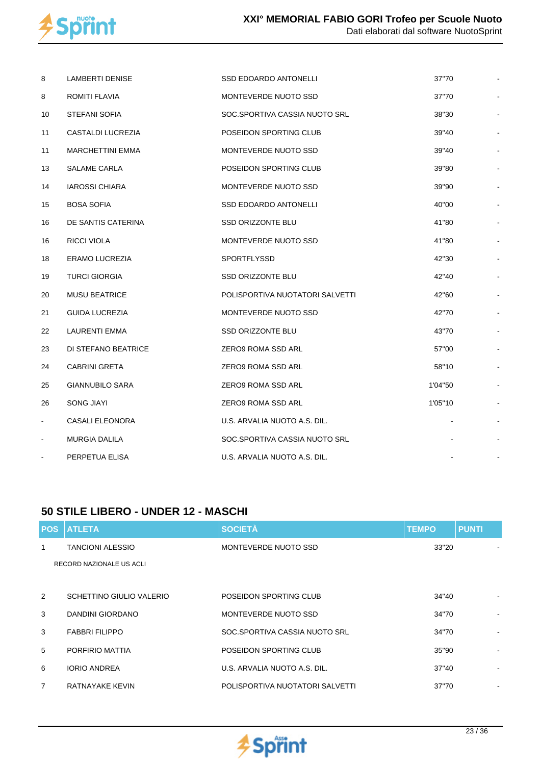| POS | ATLETA | SOCIETÀ | TEMPO | PUNTI |
|---|---|---|---|---|
| 8 | LAMBERTI DENISE | SSD EDOARDO ANTONELLI | 37"70 | - |
| 8 | ROMITI FLAVIA | MONTEVERDE NUOTO SSD | 37"70 | - |
| 10 | STEFANI SOFIA | SOC.SPORTIVA CASSIA NUOTO SRL | 38"30 | - |
| 11 | CASTALDI LUCREZIA | POSEIDON SPORTING CLUB | 39"40 | - |
| 11 | MARCHETTINI EMMA | MONTEVERDE NUOTO SSD | 39"40 | - |
| 13 | SALAME CARLA | POSEIDON SPORTING CLUB | 39"80 | - |
| 14 | IAROSSI CHIARA | MONTEVERDE NUOTO SSD | 39"90 | - |
| 15 | BOSA SOFIA | SSD EDOARDO ANTONELLI | 40"00 | - |
| 16 | DE SANTIS CATERINA | SSD ORIZZONTE BLU | 41"80 | - |
| 16 | RICCI VIOLA | MONTEVERDE NUOTO SSD | 41"80 | - |
| 18 | ERAMO LUCREZIA | SPORTFLYSSD | 42"30 | - |
| 19 | TURCI GIORGIA | SSD ORIZZONTE BLU | 42"40 | - |
| 20 | MUSU BEATRICE | POLISPORTIVA NUOTATORI SALVETTI | 42"60 | - |
| 21 | GUIDA LUCREZIA | MONTEVERDE NUOTO SSD | 42"70 | - |
| 22 | LAURENTI EMMA | SSD ORIZZONTE BLU | 43"70 | - |
| 23 | DI STEFANO BEATRICE | ZERO9 ROMA SSD ARL | 57"00 | - |
| 24 | CABRINI GRETA | ZERO9 ROMA SSD ARL | 58"10 | - |
| 25 | GIANNUBILO SARA | ZERO9 ROMA SSD ARL | 1'04"50 | - |
| 26 | SONG JIAYI | ZERO9 ROMA SSD ARL | 1'05"10 | - |
| - | CASALI ELEONORA | U.S. ARVALIA NUOTO A.S. DIL. | - | - |
| - | MURGIA DALILA | SOC.SPORTIVA CASSIA NUOTO SRL | - | - |
| - | PERPETUA ELISA | U.S. ARVALIA NUOTO A.S. DIL. | - | - |

## 50 STILE LIBERO - UNDER 12 - MASCHI

| POS | ATLETA | SOCIETÀ | TEMPO | PUNTI |
|---|---|---|---|---|
| 1 | TANCIONI ALESSIO | MONTEVERDE NUOTO SSD | 33"20 | - |
| | RECORD NAZIONALE US ACLI | | | |
| 2 | SCHETTINO GIULIO VALERIO | POSEIDON SPORTING CLUB | 34"40 | - |
| 3 | DANDINI GIORDANO | MONTEVERDE NUOTO SSD | 34"70 | - |
| 3 | FABBRI FILIPPO | SOC.SPORTIVA CASSIA NUOTO SRL | 34"70 | - |
| 5 | PORFIRIO MATTIA | POSEIDON SPORTING CLUB | 35"90 | - |
| 6 | IORIO ANDREA | U.S. ARVALIA NUOTO A.S. DIL. | 37"40 | - |
| 7 | RATNAYAKE KEVIN | POLISPORTIVA NUOTATORI SALVETTI | 37"70 | - |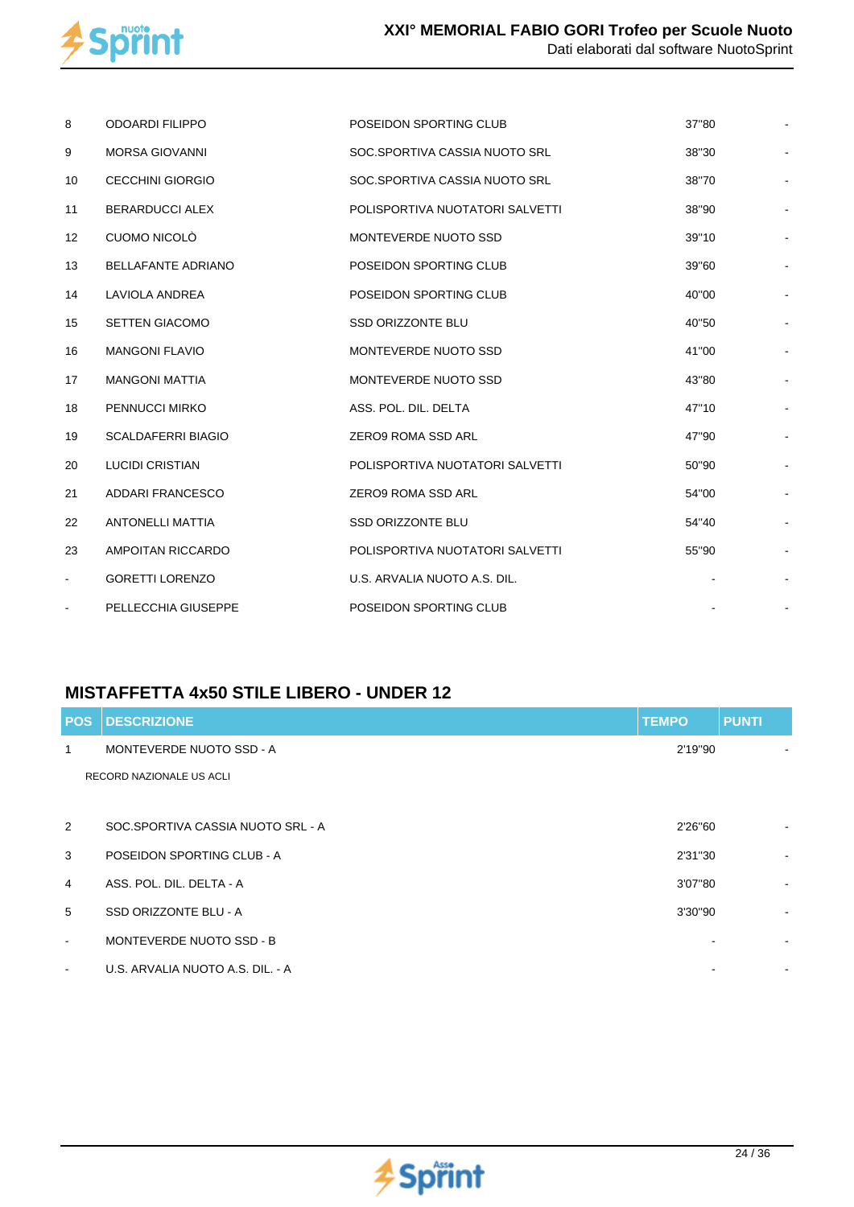| | | | | |
|---|---|---|---|---|
| 8 | ODOARDI FILIPPO | POSEIDON SPORTING CLUB | 37"80 | - |
| 9 | MORSA GIOVANNI | SOC.SPORTIVA CASSIA NUOTO SRL | 38"30 | - |
| 10 | CECCHINI GIORGIO | SOC.SPORTIVA CASSIA NUOTO SRL | 38"70 | - |
| 11 | BERARDUCCI ALEX | POLISPORTIVA NUOTATORI SALVETTI | 38"90 | - |
| 12 | CUOMO NICOLÒ | MONTEVERDE NUOTO SSD | 39"10 | - |
| 13 | BELLAFANTE ADRIANO | POSEIDON SPORTING CLUB | 39"60 | - |
| 14 | LAVIOLA ANDREA | POSEIDON SPORTING CLUB | 40"00 | - |
| 15 | SETTEN GIACOMO | SSD ORIZZONTE BLU | 40"50 | - |
| 16 | MANGONI FLAVIO | MONTEVERDE NUOTO SSD | 41"00 | - |
| 17 | MANGONI MATTIA | MONTEVERDE NUOTO SSD | 43"80 | - |
| 18 | PENNUCCI MIRKO | ASS. POL. DIL. DELTA | 47"10 | - |
| 19 | SCALDAFERRI BIAGIO | ZERO9 ROMA SSD ARL | 47"90 | - |
| 20 | LUCIDI CRISTIAN | POLISPORTIVA NUOTATORI SALVETTI | 50"90 | - |
| 21 | ADDARI FRANCESCO | ZERO9 ROMA SSD ARL | 54"00 | - |
| 22 | ANTONELLI MATTIA | SSD ORIZZONTE BLU | 54"40 | - |
| 23 | AMPOITAN RICCARDO | POLISPORTIVA NUOTATORI SALVETTI | 55"90 | - |
| - | GORETTI LORENZO | U.S. ARVALIA NUOTO A.S. DIL. | - | - |
| - | PELLECCHIA GIUSEPPE | POSEIDON SPORTING CLUB | - | - |

## MISTAFFETTA 4x50 STILE LIBERO - UNDER 12

| POS | DESCRIZIONE | TEMPO | PUNTI |
|---|---|---|---|
| 1 | MONTEVERDE NUOTO SSD - A<br>RECORD NAZIONALE US ACLI | 2'19"90 | - |
| 2 | SOC.SPORTIVA CASSIA NUOTO SRL - A | 2'26"60 | - |
| 3 | POSEIDON SPORTING CLUB - A | 2'31"30 | - |
| 4 | ASS. POL. DIL. DELTA - A | 3'07"80 | - |
| 5 | SSD ORIZZONTE BLU - A | 3'30"90 | - |
| - | MONTEVERDE NUOTO SSD - B | - | - |
| - | U.S. ARVALIA NUOTO A.S. DIL. - A | - | - |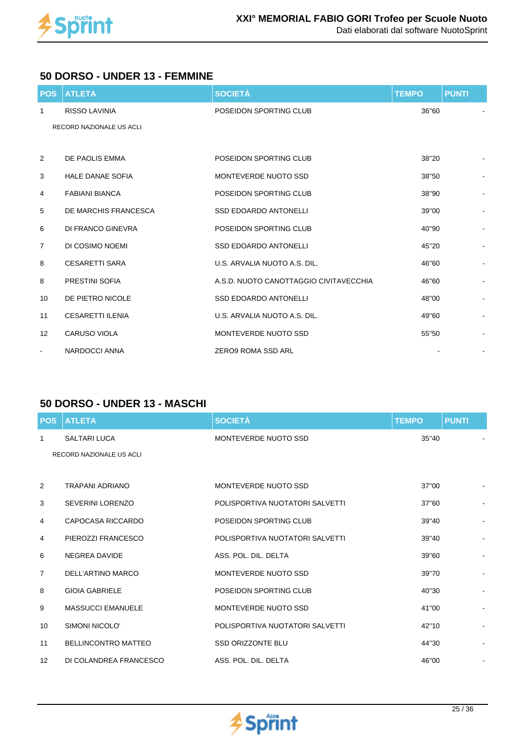## 50 DORSO - UNDER 13 - FEMMINE

| POS | ATLETA | SOCIETÀ | TEMPO | PUNTI |
|---|---|---|---|---|
| 1 | RISSO LAVINIA | POSEIDON SPORTING CLUB | 36"60 | - |
| | RECORD NAZIONALE US ACLI | | | |
| 2 | DE PAOLIS EMMA | POSEIDON SPORTING CLUB | 38"20 | - |
| 3 | HALE DANAE SOFIA | MONTEVERDE NUOTO SSD | 38"50 | - |
| 4 | FABIANI BIANCA | POSEIDON SPORTING CLUB | 38"90 | - |
| 5 | DE MARCHIS FRANCESCA | SSD EDOARDO ANTONELLI | 39"00 | - |
| 6 | DI FRANCO GINEVRA | POSEIDON SPORTING CLUB | 40"90 | - |
| 7 | DI COSIMO NOEMI | SSD EDOARDO ANTONELLI | 45"20 | - |
| 8 | CESARETTI SARA | U.S. ARVALIA NUOTO A.S. DIL. | 46"60 | - |
| 8 | PRESTINI SOFIA | A.S.D. NUOTO CANOTTAGGIO CIVITAVECCHIA | 46"60 | - |
| 10 | DE PIETRO NICOLE | SSD EDOARDO ANTONELLI | 48"00 | - |
| 11 | CESARETTI ILENIA | U.S. ARVALIA NUOTO A.S. DIL. | 49"60 | - |
| 12 | CARUSO VIOLA | MONTEVERDE NUOTO SSD | 55"50 | - |
| - | NARDOCCI ANNA | ZERO9 ROMA SSD ARL | - | - |

## 50 DORSO - UNDER 13 - MASCHI

| POS | ATLETA | SOCIETÀ | TEMPO | PUNTI |
|---|---|---|---|---|
| 1 | SALTARI LUCA | MONTEVERDE NUOTO SSD | 35"40 | - |
| | RECORD NAZIONALE US ACLI | | | |
| 2 | TRAPANI ADRIANO | MONTEVERDE NUOTO SSD | 37"00 | - |
| 3 | SEVERINI LORENZO | POLISPORTIVA NUOTATORI SALVETTI | 37"60 | - |
| 4 | CAPOCASA RICCARDO | POSEIDON SPORTING CLUB | 39"40 | - |
| 4 | PIEROZZI FRANCESCO | POLISPORTIVA NUOTATORI SALVETTI | 39"40 | - |
| 6 | NEGREA DAVIDE | ASS. POL. DIL. DELTA | 39"60 | - |
| 7 | DELL'ARTINO MARCO | MONTEVERDE NUOTO SSD | 39"70 | - |
| 8 | GIOIA GABRIELE | POSEIDON SPORTING CLUB | 40"30 | - |
| 9 | MASSUCCI EMANUELE | MONTEVERDE NUOTO SSD | 41"00 | - |
| 10 | SIMONI NICOLO' | POLISPORTIVA NUOTATORI SALVETTI | 42"10 | - |
| 11 | BELLINCONTRO MATTEO | SSD ORIZZONTE BLU | 44"30 | - |
| 12 | DI COLANDREA FRANCESCO | ASS. POL. DIL. DELTA | 46"00 | - |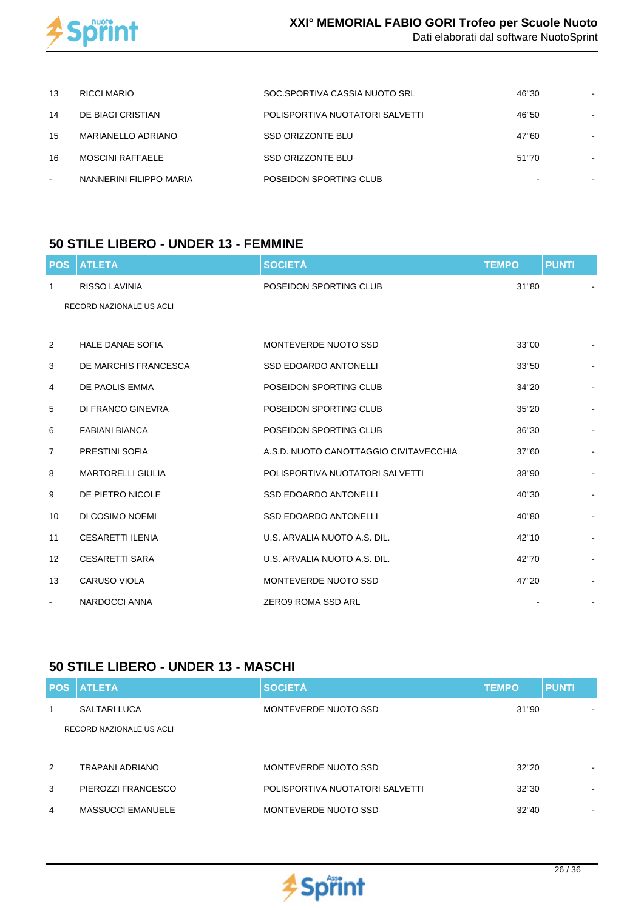| POS | ATLETA | SOCIETÀ | TEMPO | PUNTI |
|---|---|---|---|---|
| 13 | RICCI MARIO | SOC.SPORTIVA CASSIA NUOTO SRL | 46"30 | - |
| 14 | DE BIAGI CRISTIAN | POLISPORTIVA NUOTATORI SALVETTI | 46"50 | - |
| 15 | MARIANELLO ADRIANO | SSD ORIZZONTE BLU | 47"60 | - |
| 16 | MOSCINI RAFFAELE | SSD ORIZZONTE BLU | 51"70 | - |
| - | NANNERINI FILIPPO MARIA | POSEIDON SPORTING CLUB | - | - |

## 50 STILE LIBERO - UNDER 13 - FEMMINE

| POS | ATLETA | SOCIETÀ | TEMPO | PUNTI |
|---|---|---|---|---|
| 1 | RISSO LAVINIA | POSEIDON SPORTING CLUB | 31"80 | - |
| | RECORD NAZIONALE US ACLI | | | |
| 2 | HALE DANAE SOFIA | MONTEVERDE NUOTO SSD | 33"00 | - |
| 3 | DE MARCHIS FRANCESCA | SSD EDOARDO ANTONELLI | 33"50 | - |
| 4 | DE PAOLIS EMMA | POSEIDON SPORTING CLUB | 34"20 | - |
| 5 | DI FRANCO GINEVRA | POSEIDON SPORTING CLUB | 35"20 | - |
| 6 | FABIANI BIANCA | POSEIDON SPORTING CLUB | 36"30 | - |
| 7 | PRESTINI SOFIA | A.S.D. NUOTO CANOTTAGGIO CIVITAVECCHIA | 37"60 | - |
| 8 | MARTORELLI GIULIA | POLISPORTIVA NUOTATORI SALVETTI | 38"90 | - |
| 9 | DE PIETRO NICOLE | SSD EDOARDO ANTONELLI | 40"30 | - |
| 10 | DI COSIMO NOEMI | SSD EDOARDO ANTONELLI | 40"80 | - |
| 11 | CESARETTI ILENIA | U.S. ARVALIA NUOTO A.S. DIL. | 42"10 | - |
| 12 | CESARETTI SARA | U.S. ARVALIA NUOTO A.S. DIL. | 42"70 | - |
| 13 | CARUSO VIOLA | MONTEVERDE NUOTO SSD | 47"20 | - |
| - | NARDOCCI ANNA | ZERO9 ROMA SSD ARL | - | - |

## 50 STILE LIBERO - UNDER 13 - MASCHI

| POS | ATLETA | SOCIETÀ | TEMPO | PUNTI |
|---|---|---|---|---|
| 1 | SALTARI LUCA | MONTEVERDE NUOTO SSD | 31"90 | - |
| | RECORD NAZIONALE US ACLI | | | |
| 2 | TRAPANI ADRIANO | MONTEVERDE NUOTO SSD | 32"20 | - |
| 3 | PIEROZZI FRANCESCO | POLISPORTIVA NUOTATORI SALVETTI | 32"30 | - |
| 4 | MASSUCCI EMANUELE | MONTEVERDE NUOTO SSD | 32"40 | - |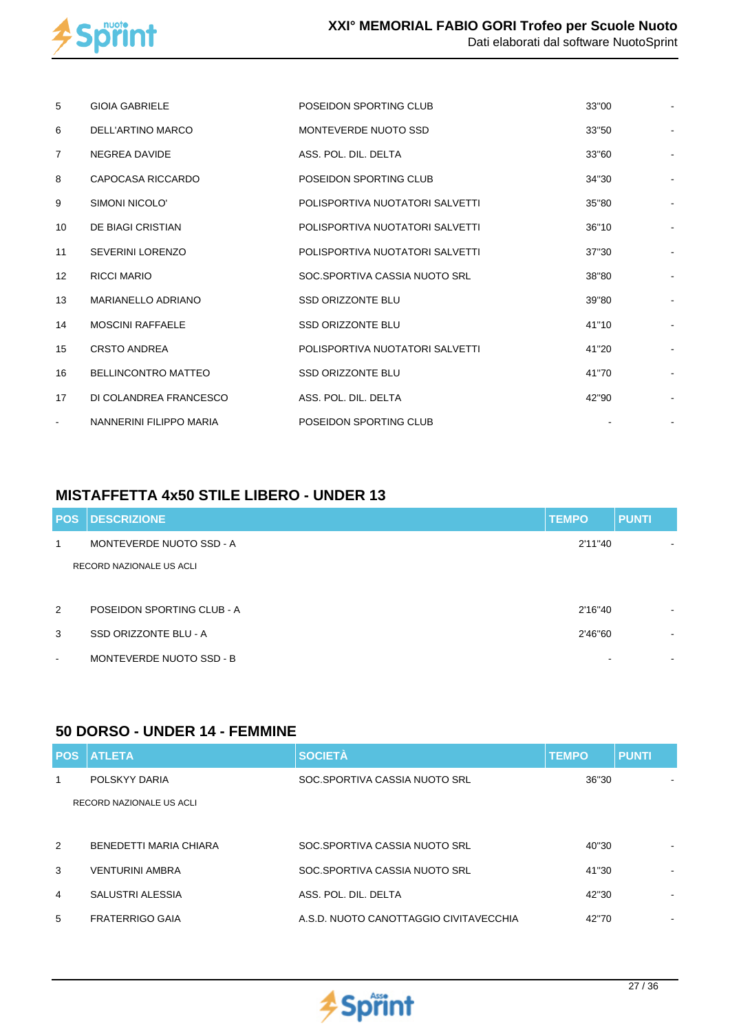| | | | | |
|---|---|---|---|---|
| 5 | GIOIA GABRIELE | POSEIDON SPORTING CLUB | 33"00 | - |
| 6 | DELL'ARTINO MARCO | MONTEVERDE NUOTO SSD | 33"50 | - |
| 7 | NEGREA DAVIDE | ASS. POL. DIL. DELTA | 33"60 | - |
| 8 | CAPOCASA RICCARDO | POSEIDON SPORTING CLUB | 34"30 | - |
| 9 | SIMONI NICOLO' | POLISPORTIVA NUOTATORI SALVETTI | 35"80 | - |
| 10 | DE BIAGI CRISTIAN | POLISPORTIVA NUOTATORI SALVETTI | 36"10 | - |
| 11 | SEVERINI LORENZO | POLISPORTIVA NUOTATORI SALVETTI | 37"30 | - |
| 12 | RICCI MARIO | SOC.SPORTIVA CASSIA NUOTO SRL | 38"80 | - |
| 13 | MARIANELLO ADRIANO | SSD ORIZZONTE BLU | 39"80 | - |
| 14 | MOSCINI RAFFAELE | SSD ORIZZONTE BLU | 41"10 | - |
| 15 | CRSTO ANDREA | POLISPORTIVA NUOTATORI SALVETTI | 41"20 | - |
| 16 | BELLINCONTRO MATTEO | SSD ORIZZONTE BLU | 41"70 | - |
| 17 | DI COLANDREA FRANCESCO | ASS. POL. DIL. DELTA | 42"90 | - |
| - | NANNERINI FILIPPO MARIA | POSEIDON SPORTING CLUB | - | - |

## MISTAFFETTA 4x50 STILE LIBERO - UNDER 13

| POS | DESCRIZIONE | TEMPO | PUNTI |
|---|---|---|---|
| 1 | MONTEVERDE NUOTO SSD - A | 2'11"40 | - |
| | RECORD NAZIONALE US ACLI | | |
| 2 | POSEIDON SPORTING CLUB - A | 2'16"40 | - |
| 3 | SSD ORIZZONTE BLU - A | 2'46"60 | - |
| - | MONTEVERDE NUOTO SSD - B | - | - |

## 50 DORSO - UNDER 14 - FEMMINE

| POS | ATLETA | SOCIETÀ | TEMPO | PUNTI |
|---|---|---|---|---|
| 1 | POLSKYY DARIA | SOC.SPORTIVA CASSIA NUOTO SRL | 36"30 | - |
| | RECORD NAZIONALE US ACLI | | | |
| 2 | BENEDETTI MARIA CHIARA | SOC.SPORTIVA CASSIA NUOTO SRL | 40"30 | - |
| 3 | VENTURINI AMBRA | SOC.SPORTIVA CASSIA NUOTO SRL | 41"30 | - |
| 4 | SALUSTRI ALESSIA | ASS. POL. DIL. DELTA | 42"30 | - |
| 5 | FRATERRIGO GAIA | A.S.D. NUOTO CANOTTAGGIO CIVITAVECCHIA | 42"70 | - |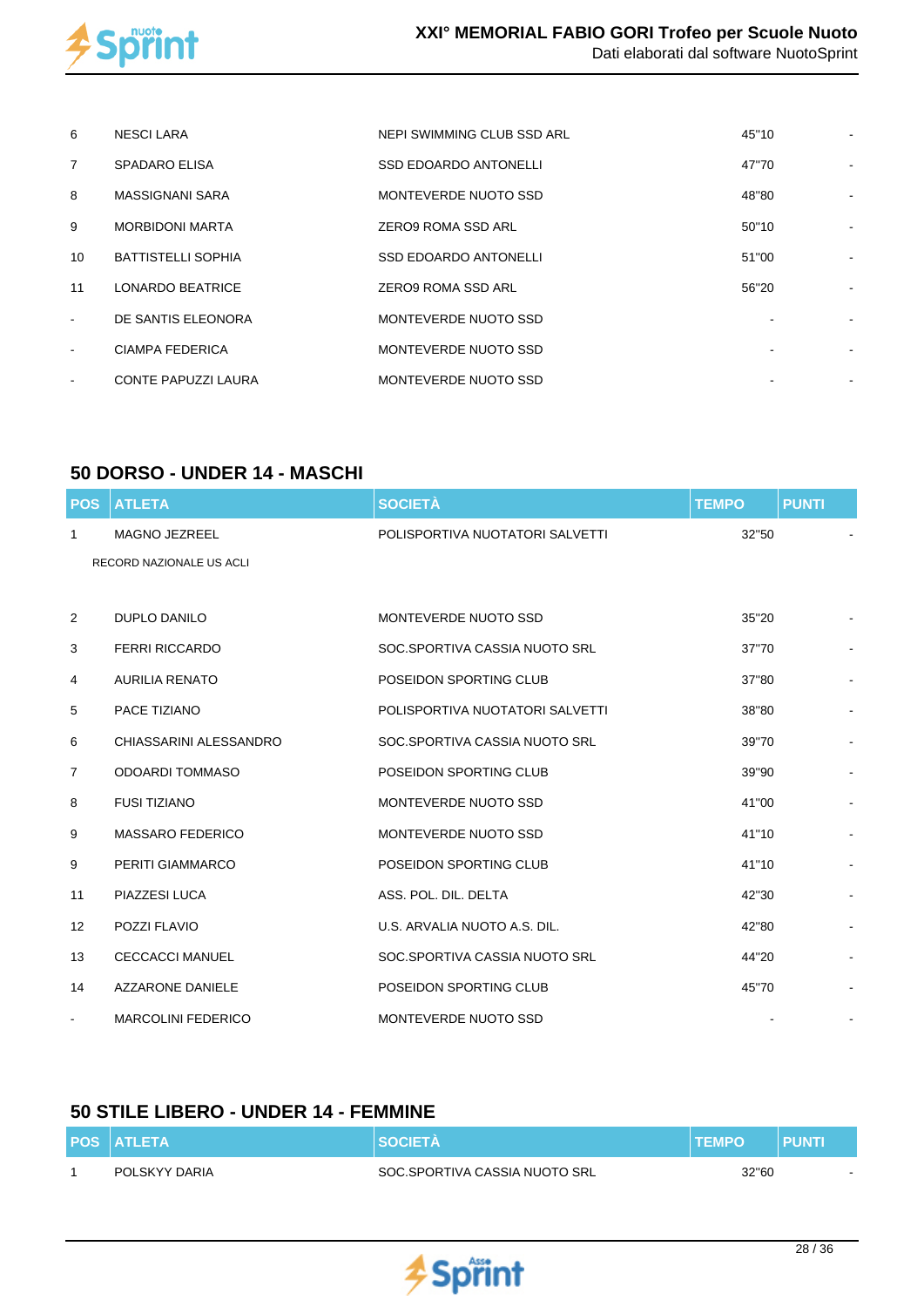| POS | ATLETA | SOCIETÀ | TEMPO | PUNTI |
|---|---|---|---|---|
| 6 | NESCI LARA | NEPI SWIMMING CLUB SSD ARL | 45"10 | - |
| 7 | SPADARO ELISA | SSD EDOARDO ANTONELLI | 47"70 | - |
| 8 | MASSIGNANI SARA | MONTEVERDE NUOTO SSD | 48"80 | - |
| 9 | MORBIDONI MARTA | ZERO9 ROMA SSD ARL | 50"10 | - |
| 10 | BATTISTELLI SOPHIA | SSD EDOARDO ANTONELLI | 51"00 | - |
| 11 | LONARDO BEATRICE | ZERO9 ROMA SSD ARL | 56"20 | - |
| - | DE SANTIS ELEONORA | MONTEVERDE NUOTO SSD | - | - |
| - | CIAMPA FEDERICA | MONTEVERDE NUOTO SSD | - | - |
| - | CONTE PAPUZZI LAURA | MONTEVERDE NUOTO SSD | - | - |

## 50 DORSO - UNDER 14 - MASCHI

| POS | ATLETA | SOCIETÀ | TEMPO | PUNTI |
|---|---|---|---|---|
| 1 | MAGNO JEZREEL | POLISPORTIVA NUOTATORI SALVETTI | 32"50 | - |
| | RECORD NAZIONALE US ACLI | | | |
| 2 | DUPLO DANILO | MONTEVERDE NUOTO SSD | 35"20 | - |
| 3 | FERRI RICCARDO | SOC.SPORTIVA CASSIA NUOTO SRL | 37"70 | - |
| 4 | AURILIA RENATO | POSEIDON SPORTING CLUB | 37"80 | - |
| 5 | PACE TIZIANO | POLISPORTIVA NUOTATORI SALVETTI | 38"80 | - |
| 6 | CHIASSARINI ALESSANDRO | SOC.SPORTIVA CASSIA NUOTO SRL | 39"70 | - |
| 7 | ODOARDI TOMMASO | POSEIDON SPORTING CLUB | 39"90 | - |
| 8 | FUSI TIZIANO | MONTEVERDE NUOTO SSD | 41"00 | - |
| 9 | MASSARO FEDERICO | MONTEVERDE NUOTO SSD | 41"10 | - |
| 9 | PERITI GIAMMARCO | POSEIDON SPORTING CLUB | 41"10 | - |
| 11 | PIAZZESI LUCA | ASS. POL. DIL. DELTA | 42"30 | - |
| 12 | POZZI FLAVIO | U.S. ARVALIA NUOTO A.S. DIL. | 42"80 | - |
| 13 | CECCACCI MANUEL | SOC.SPORTIVA CASSIA NUOTO SRL | 44"20 | - |
| 14 | AZZARONE DANIELE | POSEIDON SPORTING CLUB | 45"70 | - |
| - | MARCOLINI FEDERICO | MONTEVERDE NUOTO SSD | - | - |

## 50 STILE LIBERO - UNDER 14 - FEMMINE

| POS | ATLETA | SOCIETÀ | TEMPO | PUNTI |
|---|---|---|---|---|
| 1 | POLSKYY DARIA | SOC.SPORTIVA CASSIA NUOTO SRL | 32"60 | - |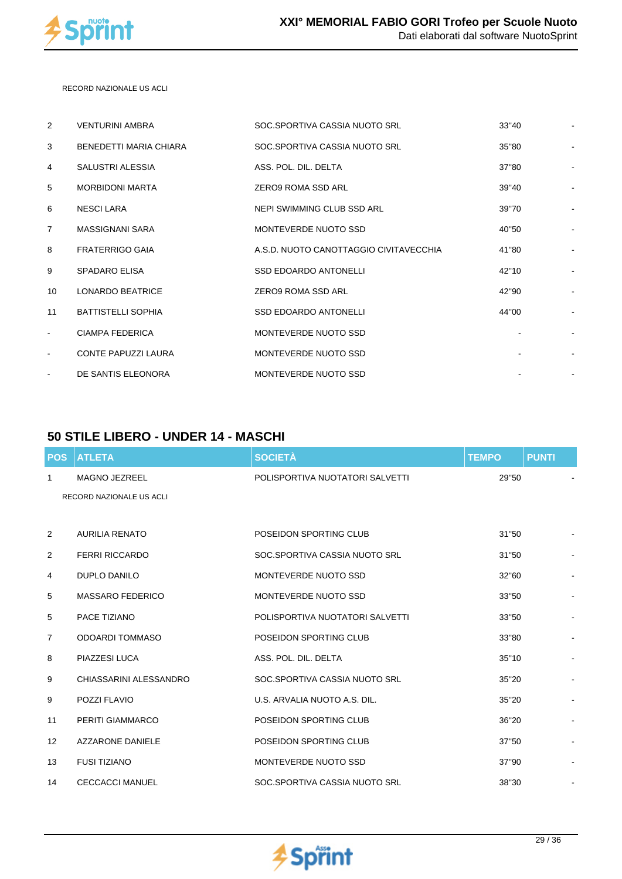RECORD NAZIONALE US ACLI

| POS | ATLETA | SOCIETÀ | TEMPO | PUNTI |
|---|---|---|---|---|
| 2 | VENTURINI AMBRA | SOC.SPORTIVA CASSIA NUOTO SRL | 33"40 | - |
| 3 | BENEDETTI MARIA CHIARA | SOC.SPORTIVA CASSIA NUOTO SRL | 35"80 | - |
| 4 | SALUSTRI ALESSIA | ASS. POL. DIL. DELTA | 37"80 | - |
| 5 | MORBIDONI MARTA | ZERO9 ROMA SSD ARL | 39"40 | - |
| 6 | NESCI LARA | NEPI SWIMMING CLUB SSD ARL | 39"70 | - |
| 7 | MASSIGNANI SARA | MONTEVERDE NUOTO SSD | 40"50 | - |
| 8 | FRATERRIGO GAIA | A.S.D. NUOTO CANOTTAGGIO CIVITAVECCHIA | 41"80 | - |
| 9 | SPADARO ELISA | SSD EDOARDO ANTONELLI | 42"10 | - |
| 10 | LONARDO BEATRICE | ZERO9 ROMA SSD ARL | 42"90 | - |
| 11 | BATTISTELLI SOPHIA | SSD EDOARDO ANTONELLI | 44"00 | - |
| - | CIAMPA FEDERICA | MONTEVERDE NUOTO SSD | - | - |
| - | CONTE PAPUZZI LAURA | MONTEVERDE NUOTO SSD | - | - |
| - | DE SANTIS ELEONORA | MONTEVERDE NUOTO SSD | - | - |

## 50 STILE LIBERO - UNDER 14 - MASCHI

| POS | ATLETA | SOCIETÀ | TEMPO | PUNTI |
|---|---|---|---|---|
| 1 | MAGNO JEZREEL | POLISPORTIVA NUOTATORI SALVETTI | 29"50 | - |
| | RECORD NAZIONALE US ACLI | | | |
| 2 | AURILIA RENATO | POSEIDON SPORTING CLUB | 31"50 | - |
| 2 | FERRI RICCARDO | SOC.SPORTIVA CASSIA NUOTO SRL | 31"50 | - |
| 4 | DUPLO DANILO | MONTEVERDE NUOTO SSD | 32"60 | - |
| 5 | MASSARO FEDERICO | MONTEVERDE NUOTO SSD | 33"50 | - |
| 5 | PACE TIZIANO | POLISPORTIVA NUOTATORI SALVETTI | 33"50 | - |
| 7 | ODOARDI TOMMASO | POSEIDON SPORTING CLUB | 33"80 | - |
| 8 | PIAZZESI LUCA | ASS. POL. DIL. DELTA | 35"10 | - |
| 9 | CHIASSARINI ALESSANDRO | SOC.SPORTIVA CASSIA NUOTO SRL | 35"20 | - |
| 9 | POZZI FLAVIO | U.S. ARVALIA NUOTO A.S. DIL. | 35"20 | - |
| 11 | PERITI GIAMMARCO | POSEIDON SPORTING CLUB | 36"20 | - |
| 12 | AZZARONE DANIELE | POSEIDON SPORTING CLUB | 37"50 | - |
| 13 | FUSI TIZIANO | MONTEVERDE NUOTO SSD | 37"90 | - |
| 14 | CECCACCI MANUEL | SOC.SPORTIVA CASSIA NUOTO SRL | 38"30 | - |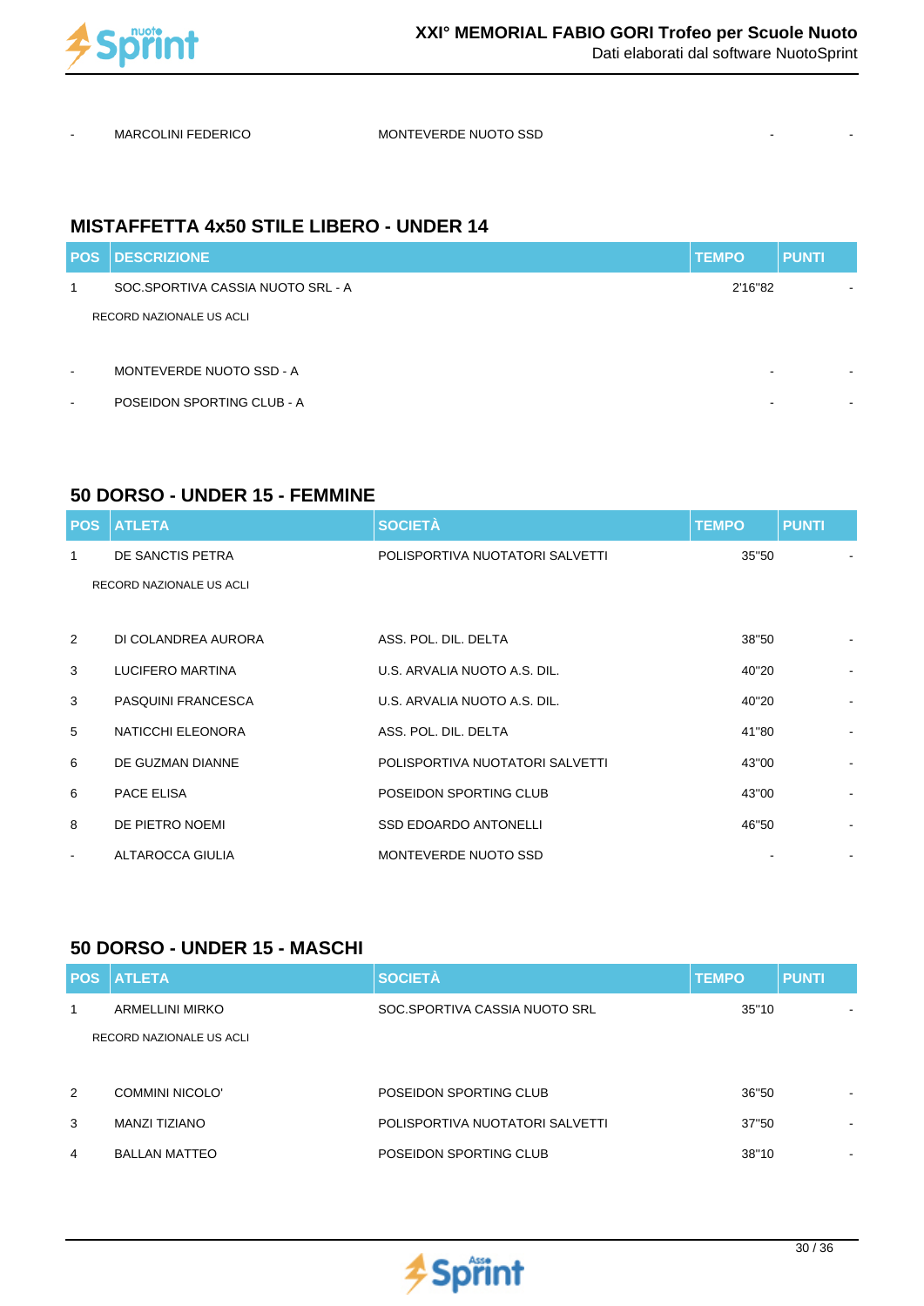| - | MARCOLINI FEDERICO | MONTEVERDE NUOTO SSD | - | - |
|---|---|---|---|---|

## MISTAFFETTA 4x50 STILE LIBERO - UNDER 14

| POS | DESCRIZIONE | TEMPO | PUNTI |
|---|---|---|---|
| 1 | SOC.SPORTIVA CASSIA NUOTO SRL - A<br>RECORD NAZIONALE US ACLI | 2'16"82 | - |
| - | MONTEVERDE NUOTO SSD - A | - | - |
| - | POSEIDON SPORTING CLUB - A | - | - |

## 50 DORSO - UNDER 15 - FEMMINE

| POS | ATLETA | SOCIETÀ | TEMPO | PUNTI |
|---|---|---|---|---|
| 1 | DE SANCTIS PETRA<br>RECORD NAZIONALE US ACLI | POLISPORTIVA NUOTATORI SALVETTI | 35"50 | - |
| 2 | DI COLANDREA AURORA | ASS. POL. DIL. DELTA | 38"50 | - |
| 3 | LUCIFERO MARTINA | U.S. ARVALIA NUOTO A.S. DIL. | 40"20 | - |
| 3 | PASQUINI FRANCESCA | U.S. ARVALIA NUOTO A.S. DIL. | 40"20 | - |
| 5 | NATICCHI ELEONORA | ASS. POL. DIL. DELTA | 41"80 | - |
| 6 | DE GUZMAN DIANNE | POLISPORTIVA NUOTATORI SALVETTI | 43"00 | - |
| 6 | PACE ELISA | POSEIDON SPORTING CLUB | 43"00 | - |
| 8 | DE PIETRO NOEMI | SSD EDOARDO ANTONELLI | 46"50 | - |
| - | ALTAROCCA GIULIA | MONTEVERDE NUOTO SSD | - | - |

## 50 DORSO - UNDER 15 - MASCHI

| POS | ATLETA | SOCIETÀ | TEMPO | PUNTI |
|---|---|---|---|---|
| 1 | ARMELLINI MIRKO<br>RECORD NAZIONALE US ACLI | SOC.SPORTIVA CASSIA NUOTO SRL | 35"10 | - |
| 2 | COMMINI NICOLO' | POSEIDON SPORTING CLUB | 36"50 | - |
| 3 | MANZI TIZIANO | POLISPORTIVA NUOTATORI SALVETTI | 37"50 | - |
| 4 | BALLAN MATTEO | POSEIDON SPORTING CLUB | 38"10 | - |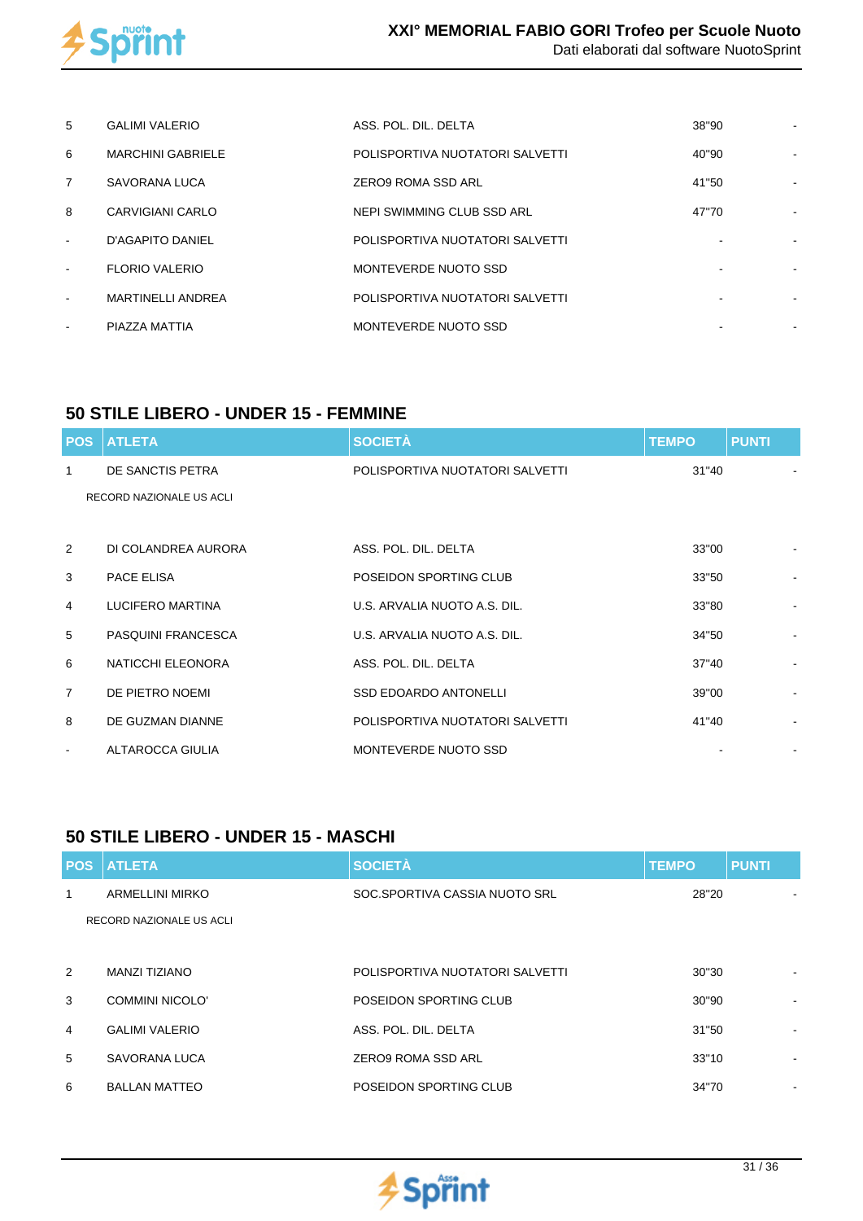| POS | ATLETA | SOCIETÀ | TEMPO | PUNTI |
|---|---|---|---|---|
| 5 | GALIMI VALERIO | ASS. POL. DIL. DELTA | 38"90 | - |
| 6 | MARCHINI GABRIELE | POLISPORTIVA NUOTATORI SALVETTI | 40"90 | - |
| 7 | SAVORANA LUCA | ZERO9 ROMA SSD ARL | 41"50 | - |
| 8 | CARVIGIANI CARLO | NEPI SWIMMING CLUB SSD ARL | 47"70 | - |
| - | D'AGAPITO DANIEL | POLISPORTIVA NUOTATORI SALVETTI | - | - |
| - | FLORIO VALERIO | MONTEVERDE NUOTO SSD | - | - |
| - | MARTINELLI ANDREA | POLISPORTIVA NUOTATORI SALVETTI | - | - |
| - | PIAZZA MATTIA | MONTEVERDE NUOTO SSD | - | - |

## 50 STILE LIBERO - UNDER 15 - FEMMINE

| POS | ATLETA | SOCIETÀ | TEMPO | PUNTI |
|---|---|---|---|---|
| 1 | DE SANCTIS PETRA | POLISPORTIVA NUOTATORI SALVETTI | 31"40 | - |
| | RECORD NAZIONALE US ACLI | | | |
| 2 | DI COLANDREA AURORA | ASS. POL. DIL. DELTA | 33"00 | - |
| 3 | PACE ELISA | POSEIDON SPORTING CLUB | 33"50 | - |
| 4 | LUCIFERO MARTINA | U.S. ARVALIA NUOTO A.S. DIL. | 33"80 | - |
| 5 | PASQUINI FRANCESCA | U.S. ARVALIA NUOTO A.S. DIL. | 34"50 | - |
| 6 | NATICCHI ELEONORA | ASS. POL. DIL. DELTA | 37"40 | - |
| 7 | DE PIETRO NOEMI | SSD EDOARDO ANTONELLI | 39"00 | - |
| 8 | DE GUZMAN DIANNE | POLISPORTIVA NUOTATORI SALVETTI | 41"40 | - |
| - | ALTAROCCA GIULIA | MONTEVERDE NUOTO SSD | - | - |

## 50 STILE LIBERO - UNDER 15 - MASCHI

| POS | ATLETA | SOCIETÀ | TEMPO | PUNTI |
|---|---|---|---|---|
| 1 | ARMELLINI MIRKO | SOC.SPORTIVA CASSIA NUOTO SRL | 28"20 | - |
| | RECORD NAZIONALE US ACLI | | | |
| 2 | MANZI TIZIANO | POLISPORTIVA NUOTATORI SALVETTI | 30"30 | - |
| 3 | COMMINI NICOLO' | POSEIDON SPORTING CLUB | 30"90 | - |
| 4 | GALIMI VALERIO | ASS. POL. DIL. DELTA | 31"50 | - |
| 5 | SAVORANA LUCA | ZERO9 ROMA SSD ARL | 33"10 | - |
| 6 | BALLAN MATTEO | POSEIDON SPORTING CLUB | 34"70 | - |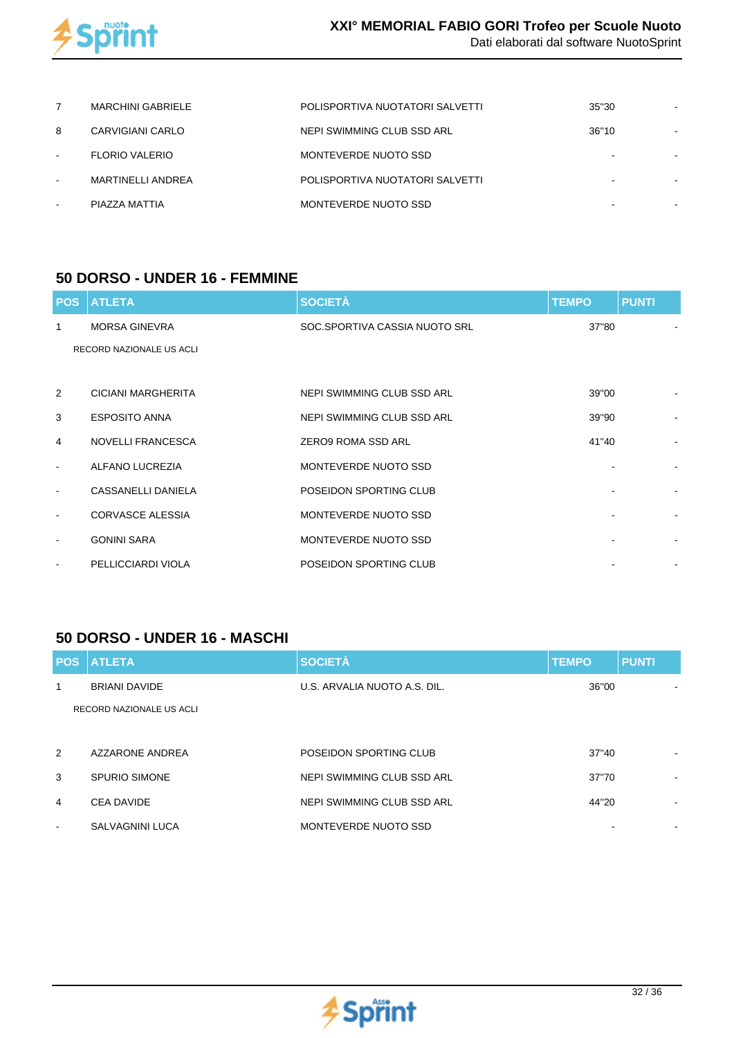| | | | | |
|---|---|---|---|---|
| 7 | MARCHINI GABRIELE | POLISPORTIVA NUOTATORI SALVETTI | 35"30 | - |
| 8 | CARVIGIANI CARLO | NEPI SWIMMING CLUB SSD ARL | 36"10 | - |
| - | FLORIO VALERIO | MONTEVERDE NUOTO SSD | - | - |
| - | MARTINELLI ANDREA | POLISPORTIVA NUOTATORI SALVETTI | - | - |
| - | PIAZZA MATTIA | MONTEVERDE NUOTO SSD | - | - |

## 50 DORSO - UNDER 16 - FEMMINE

| POS | ATLETA | SOCIETÀ | TEMPO | PUNTI |
|---|---|---|---|---|
| 1 | MORSA GINEVRA | SOC.SPORTIVA CASSIA NUOTO SRL | 37"80 | - |
| | RECORD NAZIONALE US ACLI | | | |
| 2 | CICIANI MARGHERITA | NEPI SWIMMING CLUB SSD ARL | 39"00 | - |
| 3 | ESPOSITO ANNA | NEPI SWIMMING CLUB SSD ARL | 39"90 | - |
| 4 | NOVELLI FRANCESCA | ZERO9 ROMA SSD ARL | 41"40 | - |
| - | ALFANO LUCREZIA | MONTEVERDE NUOTO SSD | - | - |
| - | CASSANELLI DANIELA | POSEIDON SPORTING CLUB | - | - |
| - | CORVASCE ALESSIA | MONTEVERDE NUOTO SSD | - | - |
| - | GONINI SARA | MONTEVERDE NUOTO SSD | - | - |
| - | PELLICCIARDI VIOLA | POSEIDON SPORTING CLUB | - | - |

## 50 DORSO - UNDER 16 - MASCHI

| POS | ATLETA | SOCIETÀ | TEMPO | PUNTI |
|---|---|---|---|---|
| 1 | BRIANI DAVIDE | U.S. ARVALIA NUOTO A.S. DIL. | 36"00 | - |
| | RECORD NAZIONALE US ACLI | | | |
| 2 | AZZARONE ANDREA | POSEIDON SPORTING CLUB | 37"40 | - |
| 3 | SPURIO SIMONE | NEPI SWIMMING CLUB SSD ARL | 37"70 | - |
| 4 | CEA DAVIDE | NEPI SWIMMING CLUB SSD ARL | 44"20 | - |
| - | SALVAGNINI LUCA | MONTEVERDE NUOTO SSD | - | - |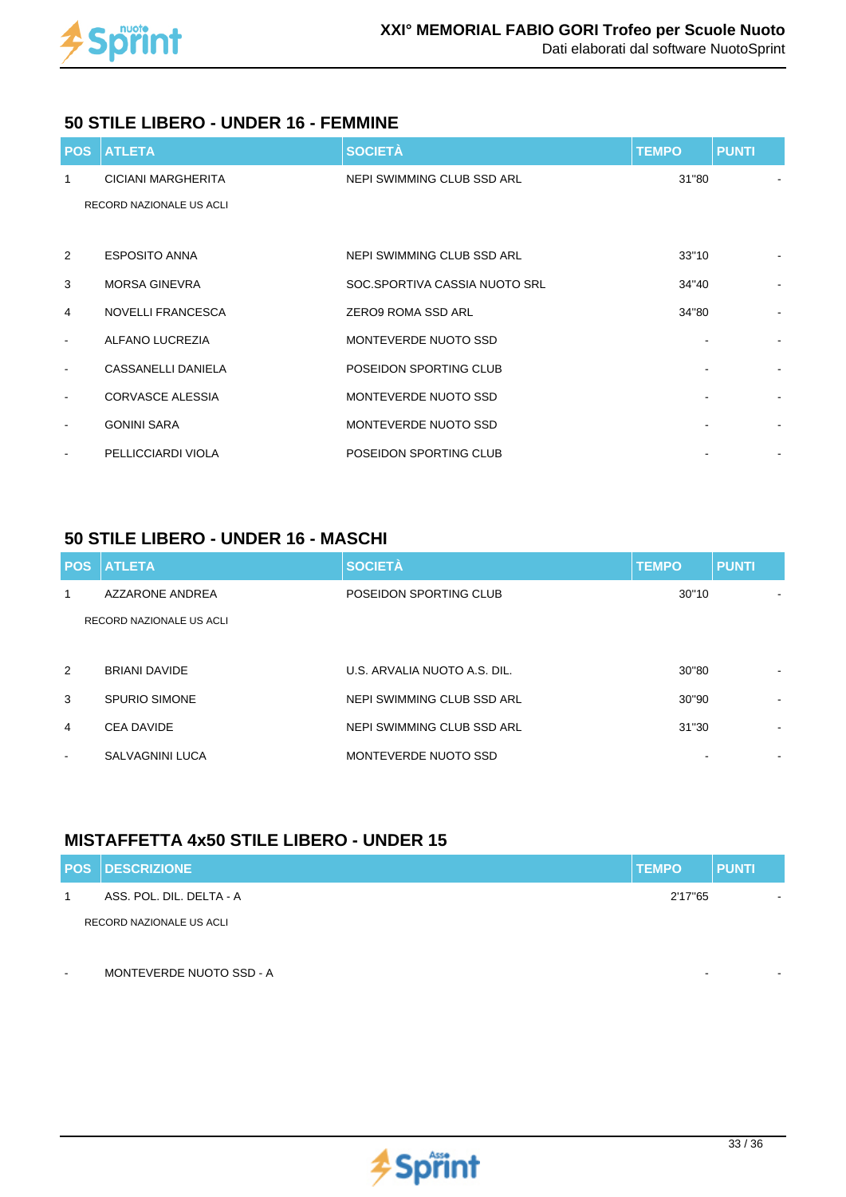## 50 STILE LIBERO - UNDER 16 - FEMMINE

| POS | ATLETA | SOCIETÀ | TEMPO | PUNTI |
|---|---|---|---|---|
| 1 | CICIANI MARGHERITA | NEPI SWIMMING CLUB SSD ARL | 31"80 | - |
| | RECORD NAZIONALE US ACLI | | | |
| 2 | ESPOSITO ANNA | NEPI SWIMMING CLUB SSD ARL | 33"10 | - |
| 3 | MORSA GINEVRA | SOC.SPORTIVA CASSIA NUOTO SRL | 34"40 | - |
| 4 | NOVELLI FRANCESCA | ZERO9 ROMA SSD ARL | 34"80 | - |
| - | ALFANO LUCREZIA | MONTEVERDE NUOTO SSD | - | - |
| - | CASSANELLI DANIELA | POSEIDON SPORTING CLUB | - | - |
| - | CORVASCE ALESSIA | MONTEVERDE NUOTO SSD | - | - |
| - | GONINI SARA | MONTEVERDE NUOTO SSD | - | - |
| - | PELLICCIARDI VIOLA | POSEIDON SPORTING CLUB | - | - |

## 50 STILE LIBERO - UNDER 16 - MASCHI

| POS | ATLETA | SOCIETÀ | TEMPO | PUNTI |
|---|---|---|---|---|
| 1 | AZZARONE ANDREA | POSEIDON SPORTING CLUB | 30"10 | - |
| | RECORD NAZIONALE US ACLI | | | |
| 2 | BRIANI DAVIDE | U.S. ARVALIA NUOTO A.S. DIL. | 30"80 | - |
| 3 | SPURIO SIMONE | NEPI SWIMMING CLUB SSD ARL | 30"90 | - |
| 4 | CEA DAVIDE | NEPI SWIMMING CLUB SSD ARL | 31"30 | - |
| - | SALVAGNINI LUCA | MONTEVERDE NUOTO SSD | - | - |

## MISTAFFETTA 4x50 STILE LIBERO - UNDER 15

| POS | DESCRIZIONE | TEMPO | PUNTI |
|---|---|---|---|
| 1 | ASS. POL. DIL. DELTA - A | 2'17"65 | - |
| | RECORD NAZIONALE US ACLI | | |
| - | MONTEVERDE NUOTO SSD - A | - | - |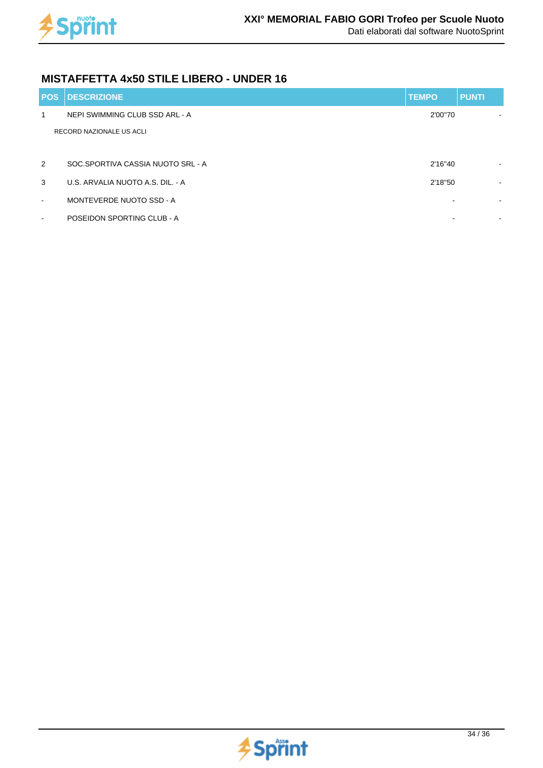## MISTAFFETTA 4x50 STILE LIBERO - UNDER 16

| POS | DESCRIZIONE | TEMPO | PUNTI |
|---|---|---|---|
| 1 | NEPI SWIMMING CLUB SSD ARL - A | 2'00"70 | - |
| | RECORD NAZIONALE US ACLI | | |
| 2 | SOC.SPORTIVA CASSIA NUOTO SRL - A | 2'16"40 | - |
| 3 | U.S. ARVALIA NUOTO A.S. DIL. - A | 2'18"50 | - |
| - | MONTEVERDE NUOTO SSD - A | - | - |
| - | POSEIDON SPORTING CLUB - A | - | - |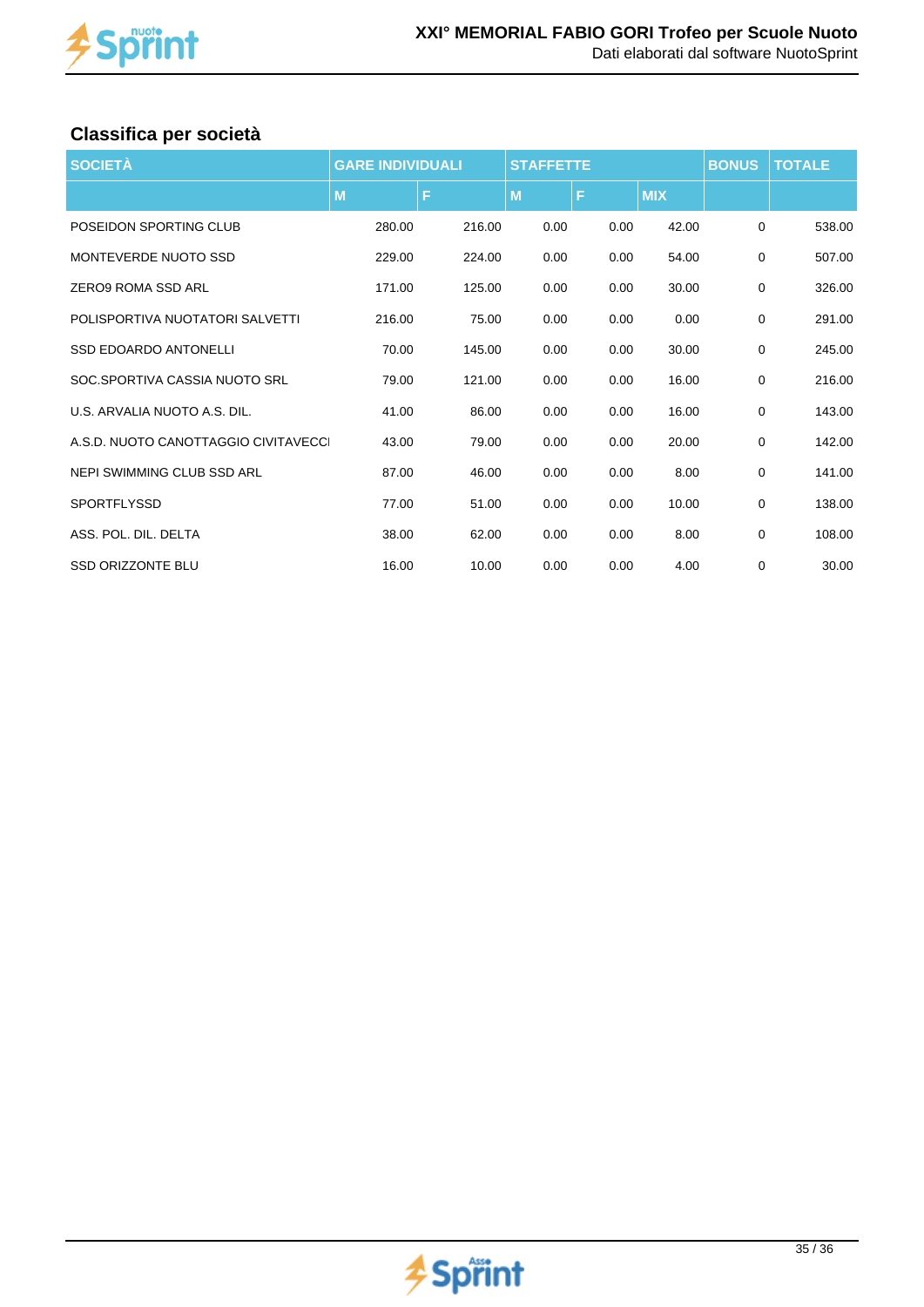## Classifica per società

| SOCIETÀ | GARE INDIVIDUALI | | STAFFETTE | | | BONUS | TOTALE |
|---|---|---|---|---|---|---|---|
| | M | F | M | F | MIX | | |
| POSEIDON SPORTING CLUB | 280.00 | 216.00 | 0.00 | 0.00 | 42.00 | 0 | 538.00 |
| MONTEVERDE NUOTO SSD | 229.00 | 224.00 | 0.00 | 0.00 | 54.00 | 0 | 507.00 |
| ZERO9 ROMA SSD ARL | 171.00 | 125.00 | 0.00 | 0.00 | 30.00 | 0 | 326.00 |
| POLISPORTIVA NUOTATORI SALVETTI | 216.00 | 75.00 | 0.00 | 0.00 | 0.00 | 0 | 291.00 |
| SSD EDOARDO ANTONELLI | 70.00 | 145.00 | 0.00 | 0.00 | 30.00 | 0 | 245.00 |
| SOC.SPORTIVA CASSIA NUOTO SRL | 79.00 | 121.00 | 0.00 | 0.00 | 16.00 | 0 | 216.00 |
| U.S. ARVALIA NUOTO A.S. DIL. | 41.00 | 86.00 | 0.00 | 0.00 | 16.00 | 0 | 143.00 |
| A.S.D. NUOTO CANOTTAGGIO CIVITAVECCI | 43.00 | 79.00 | 0.00 | 0.00 | 20.00 | 0 | 142.00 |
| NEPI SWIMMING CLUB SSD ARL | 87.00 | 46.00 | 0.00 | 0.00 | 8.00 | 0 | 141.00 |
| SPORTFLYSSD | 77.00 | 51.00 | 0.00 | 0.00 | 10.00 | 0 | 138.00 |
| ASS. POL. DIL. DELTA | 38.00 | 62.00 | 0.00 | 0.00 | 8.00 | 0 | 108.00 |
| SSD ORIZZONTE BLU | 16.00 | 10.00 | 0.00 | 0.00 | 4.00 | 0 | 30.00 |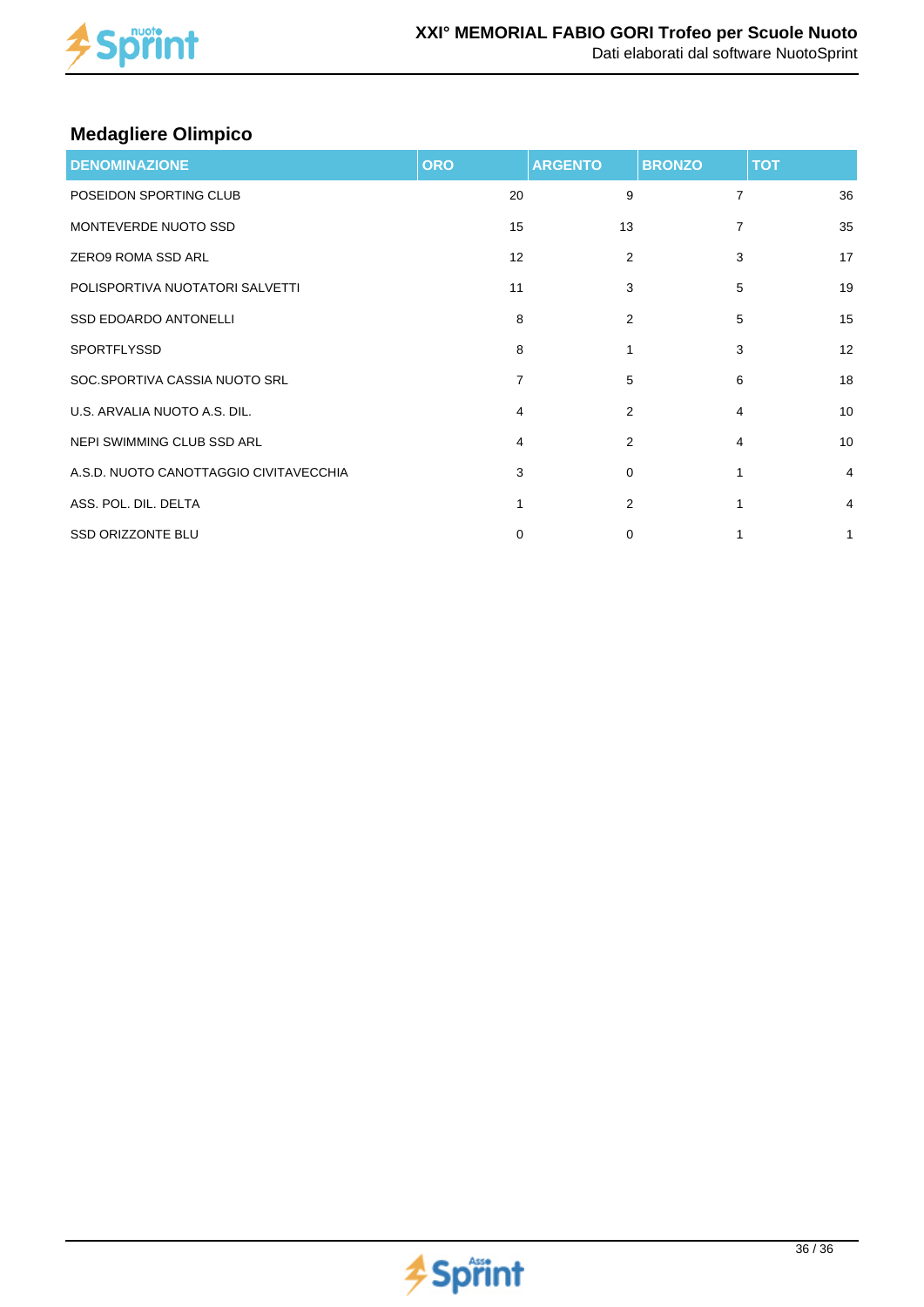## Medagliere Olimpico

| DENOMINAZIONE | ORO | ARGENTO | BRONZO | TOT |
|---|---|---|---|---|
| POSEIDON SPORTING CLUB | 20 | 9 | 7 | 36 |
| MONTEVERDE NUOTO SSD | 15 | 13 | 7 | 35 |
| ZERO9 ROMA SSD ARL | 12 | 2 | 3 | 17 |
| POLISPORTIVA NUOTATORI SALVETTI | 11 | 3 | 5 | 19 |
| SSD EDOARDO ANTONELLI | 8 | 2 | 5 | 15 |
| SPORTFLYSSD | 8 | 1 | 3 | 12 |
| SOC.SPORTIVA CASSIA NUOTO SRL | 7 | 5 | 6 | 18 |
| U.S. ARVALIA NUOTO A.S. DIL. | 4 | 2 | 4 | 10 |
| NEPI SWIMMING CLUB SSD ARL | 4 | 2 | 4 | 10 |
| A.S.D. NUOTO CANOTTAGGIO CIVITAVECCHIA | 3 | 0 | 1 | 4 |
| ASS. POL. DIL. DELTA | 1 | 2 | 1 | 4 |
| SSD ORIZZONTE BLU | 0 | 0 | 1 | 1 |